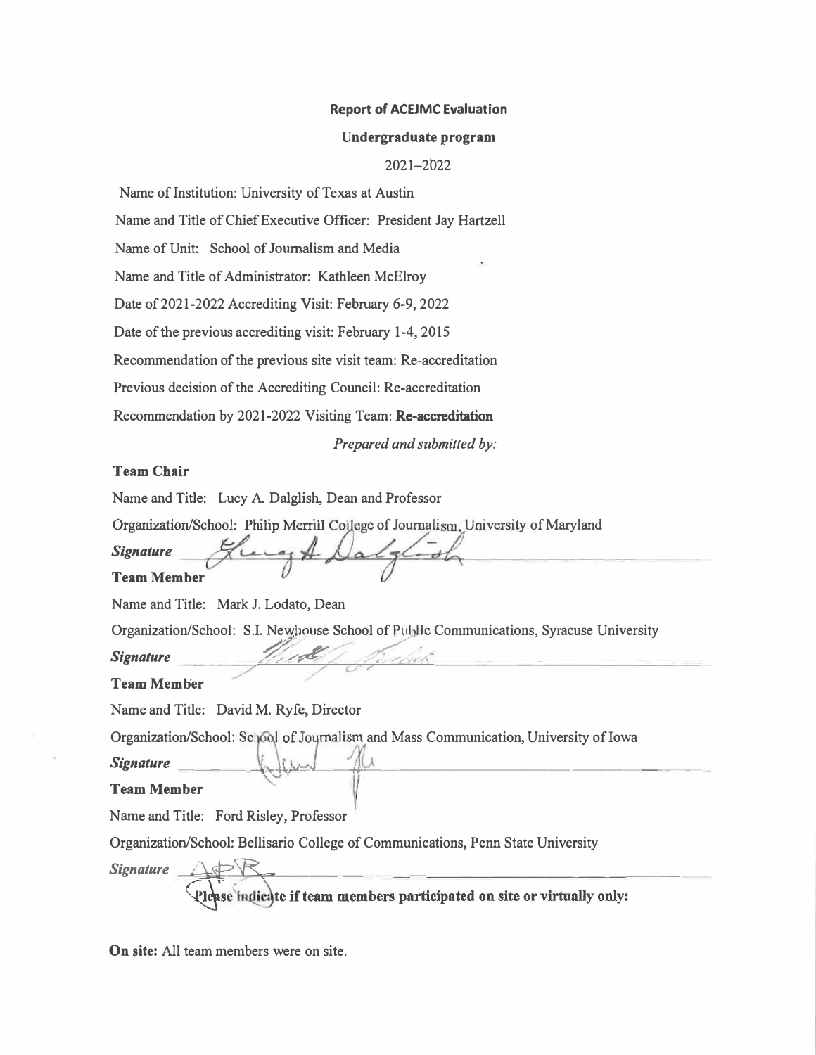**Report of ACEJMC Evaluation**

**Undergraduate program**

2021–2022

Name of Institution: University of Texas at Austin

Name and Title of Chief Executive Officer: President Jay Hartzell

Name of Unit: School of Journalism and Media

Name and Title of Administrator: Kathleen McElroy

Date of 2021-2022 Accrediting Visit: February 6-9, 2022

Date of the previous accrediting visit: February 1-4, 2015

Recommendation of the previous site visit team: Re-accreditation

Previous decision of the Accrediting Council: Re-accreditation

Recommendation by 2021-2022 Visiting Team: **Re-accreditation**

*Prepared and submitted by:*

**Team Chair**

Name and Title: Lucy A. Dalglish, Dean and Professor

Organization/School: Philip Merrill College of Journalism, University of Maryland

***Signature*** ______________________

**Team Member**

Name and Title: Mark J. Lodato, Dean

Organization/School: S.I. Newhouse School of Public Communications, Syracuse University

***Signature*** ______________________

**Team Member**

Name and Title: David M. Ryfe, Director

Organization/School: School of Journalism and Mass Communication, University of Iowa

***Signature*** ______________________

**Team Member**

Name and Title: Ford Risley, Professor

Organization/School: Bellisario College of Communications, Penn State University

***Signature*** ______________________

**Please indicate if team members participated on site or virtually only:**

**On site:** All team members were on site.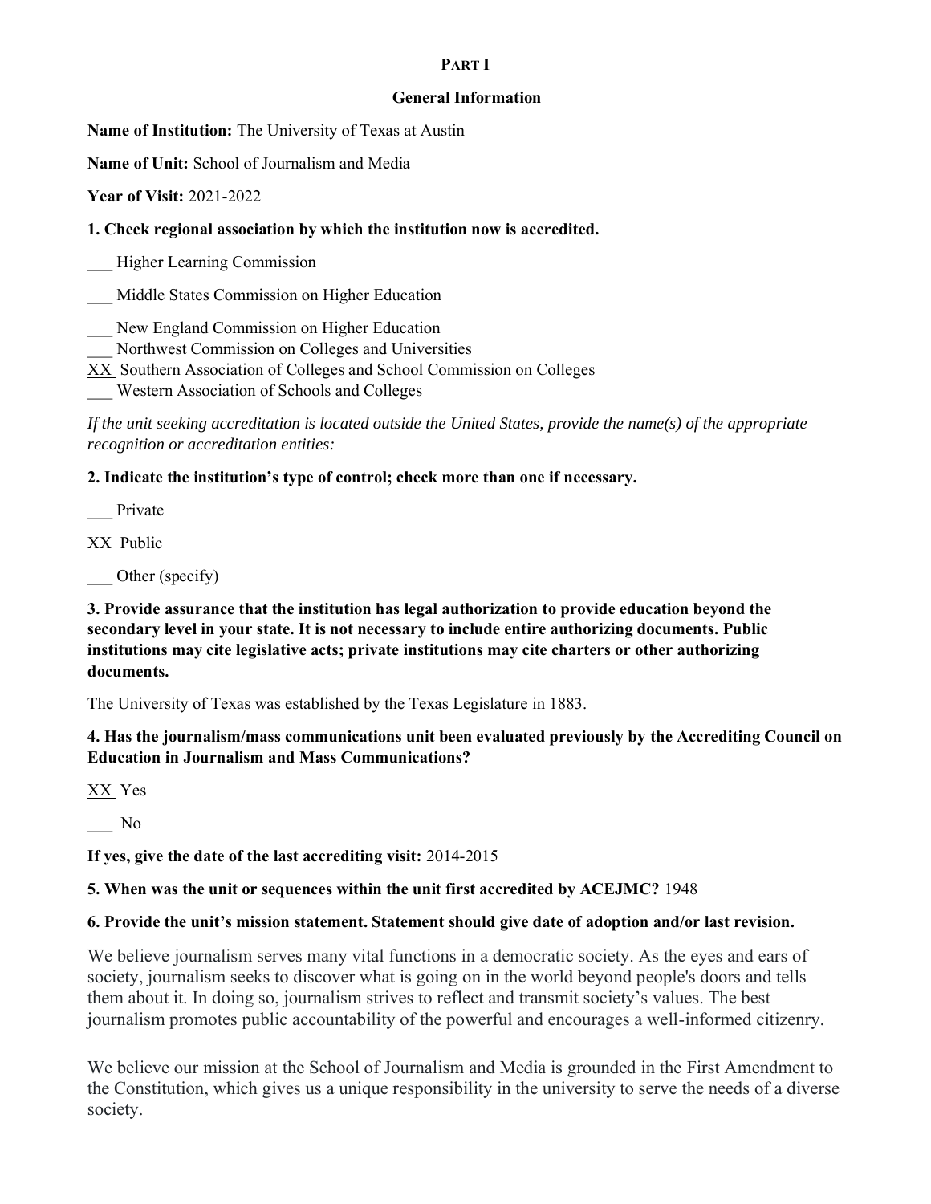## PART I

### General Information

**Name of Institution:** The University of Texas at Austin

**Name of Unit:** School of Journalism and Media

**Year of Visit:** 2021-2022

**1. Check regional association by which the institution now is accredited.**

___ Higher Learning Commission

___ Middle States Commission on Higher Education

___ New England Commission on Higher Education

___ Northwest Commission on Colleges and Universities

XX Southern Association of Colleges and School Commission on Colleges

___ Western Association of Schools and Colleges

*If the unit seeking accreditation is located outside the United States, provide the name(s) of the appropriate recognition or accreditation entities:*

**2. Indicate the institution's type of control; check more than one if necessary.**

___ Private

XX Public

___ Other (specify)

**3. Provide assurance that the institution has legal authorization to provide education beyond the secondary level in your state. It is not necessary to include entire authorizing documents. Public institutions may cite legislative acts; private institutions may cite charters or other authorizing documents.**

The University of Texas was established by the Texas Legislature in 1883.

**4. Has the journalism/mass communications unit been evaluated previously by the Accrediting Council on Education in Journalism and Mass Communications?**

XX Yes

___ No

**If yes, give the date of the last accrediting visit:** 2014-2015

**5. When was the unit or sequences within the unit first accredited by ACEJMC?** 1948

**6. Provide the unit's mission statement. Statement should give date of adoption and/or last revision.**

We believe journalism serves many vital functions in a democratic society. As the eyes and ears of society, journalism seeks to discover what is going on in the world beyond people's doors and tells them about it. In doing so, journalism strives to reflect and transmit society's values. The best journalism promotes public accountability of the powerful and encourages a well-informed citizenry.

We believe our mission at the School of Journalism and Media is grounded in the First Amendment to the Constitution, which gives us a unique responsibility in the university to serve the needs of a diverse society.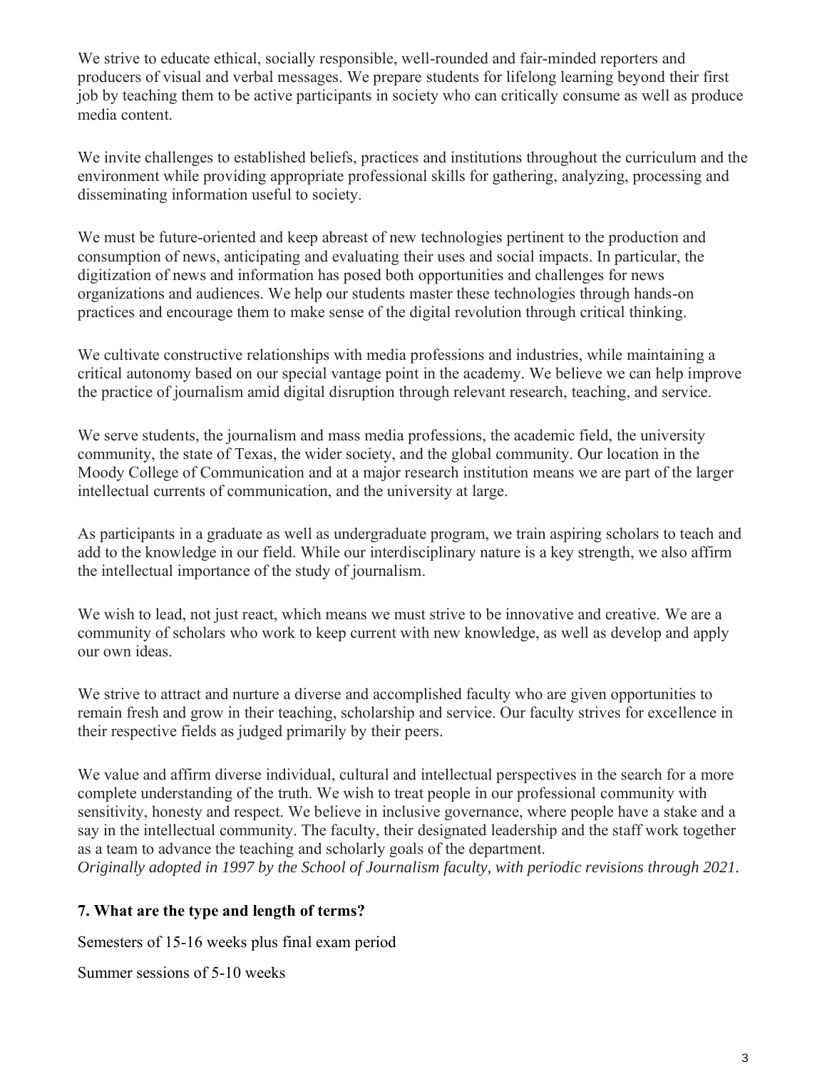We strive to educate ethical, socially responsible, well-rounded and fair-minded reporters and producers of visual and verbal messages. We prepare students for lifelong learning beyond their first job by teaching them to be active participants in society who can critically consume as well as produce media content.

We invite challenges to established beliefs, practices and institutions throughout the curriculum and the environment while providing appropriate professional skills for gathering, analyzing, processing and disseminating information useful to society.

We must be future-oriented and keep abreast of new technologies pertinent to the production and consumption of news, anticipating and evaluating their uses and social impacts. In particular, the digitization of news and information has posed both opportunities and challenges for news organizations and audiences. We help our students master these technologies through hands-on practices and encourage them to make sense of the digital revolution through critical thinking.

We cultivate constructive relationships with media professions and industries, while maintaining a critical autonomy based on our special vantage point in the academy. We believe we can help improve the practice of journalism amid digital disruption through relevant research, teaching, and service.

We serve students, the journalism and mass media professions, the academic field, the university community, the state of Texas, the wider society, and the global community. Our location in the Moody College of Communication and at a major research institution means we are part of the larger intellectual currents of communication, and the university at large.

As participants in a graduate as well as undergraduate program, we train aspiring scholars to teach and add to the knowledge in our field. While our interdisciplinary nature is a key strength, we also affirm the intellectual importance of the study of journalism.

We wish to lead, not just react, which means we must strive to be innovative and creative. We are a community of scholars who work to keep current with new knowledge, as well as develop and apply our own ideas.

We strive to attract and nurture a diverse and accomplished faculty who are given opportunities to remain fresh and grow in their teaching, scholarship and service. Our faculty strives for excellence in their respective fields as judged primarily by their peers.

We value and affirm diverse individual, cultural and intellectual perspectives in the search for a more complete understanding of the truth. We wish to treat people in our professional community with sensitivity, honesty and respect. We believe in inclusive governance, where people have a stake and a say in the intellectual community. The faculty, their designated leadership and the staff work together as a team to advance the teaching and scholarly goals of the department.
*Originally adopted in 1997 by the School of Journalism faculty, with periodic revisions through 2021.*

### 7. What are the type and length of terms?

Semesters of 15-16 weeks plus final exam period

Summer sessions of 5-10 weeks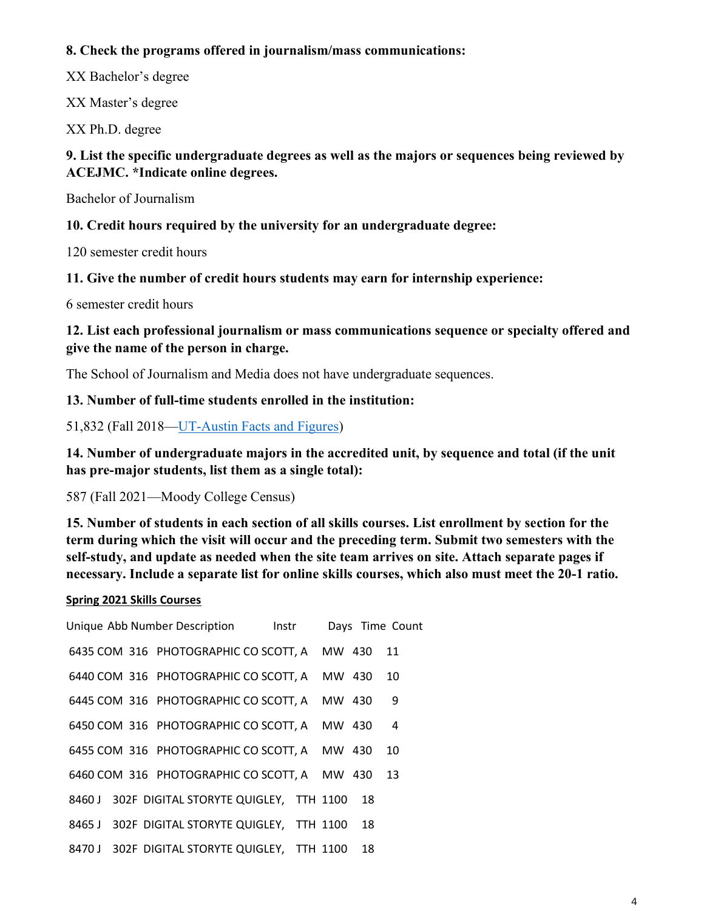**8. Check the programs offered in journalism/mass communications:**

XX Bachelor's degree

XX Master's degree

XX Ph.D. degree

**9. List the specific undergraduate degrees as well as the majors or sequences being reviewed by ACEJMC. *Indicate online degrees.**

Bachelor of Journalism

**10. Credit hours required by the university for an undergraduate degree:**

120 semester credit hours

**11. Give the number of credit hours students may earn for internship experience:**

6 semester credit hours

**12. List each professional journalism or mass communications sequence or specialty offered and give the name of the person in charge.**

The School of Journalism and Media does not have undergraduate sequences.

**13. Number of full-time students enrolled in the institution:**

51,832 (Fall 2018—UT-Austin Facts and Figures)

**14. Number of undergraduate majors in the accredited unit, by sequence and total (if the unit has pre-major students, list them as a single total):**

587 (Fall 2021—Moody College Census)

**15. Number of students in each section of all skills courses. List enrollment by section for the term during which the visit will occur and the preceding term. Submit two semesters with the self-study, and update as needed when the site team arrives on site. Attach separate pages if necessary. Include a separate list for online skills courses, which also must meet the 20-1 ratio.**

**Spring 2021 Skills Courses**

| Unique | Abb | Number | Description | Instr | Days | Time | Count |
|---|---|---|---|---|---|---|---|
| 6435 | COM | 316 | PHOTOGRAPHIC CO | SCOTT, A | MW | 430 | 11 |
| 6440 | COM | 316 | PHOTOGRAPHIC CO | SCOTT, A | MW | 430 | 10 |
| 6445 | COM | 316 | PHOTOGRAPHIC CO | SCOTT, A | MW | 430 | 9 |
| 6450 | COM | 316 | PHOTOGRAPHIC CO | SCOTT, A | MW | 430 | 4 |
| 6455 | COM | 316 | PHOTOGRAPHIC CO | SCOTT, A | MW | 430 | 10 |
| 6460 | COM | 316 | PHOTOGRAPHIC CO | SCOTT, A | MW | 430 | 13 |
| 8460 | J | 302F | DIGITAL STORYTE | QUIGLEY, | TTH | 1100 | 18 |
| 8465 | J | 302F | DIGITAL STORYTE | QUIGLEY, | TTH | 1100 | 18 |
| 8470 | J | 302F | DIGITAL STORYTE | QUIGLEY, | TTH | 1100 | 18 |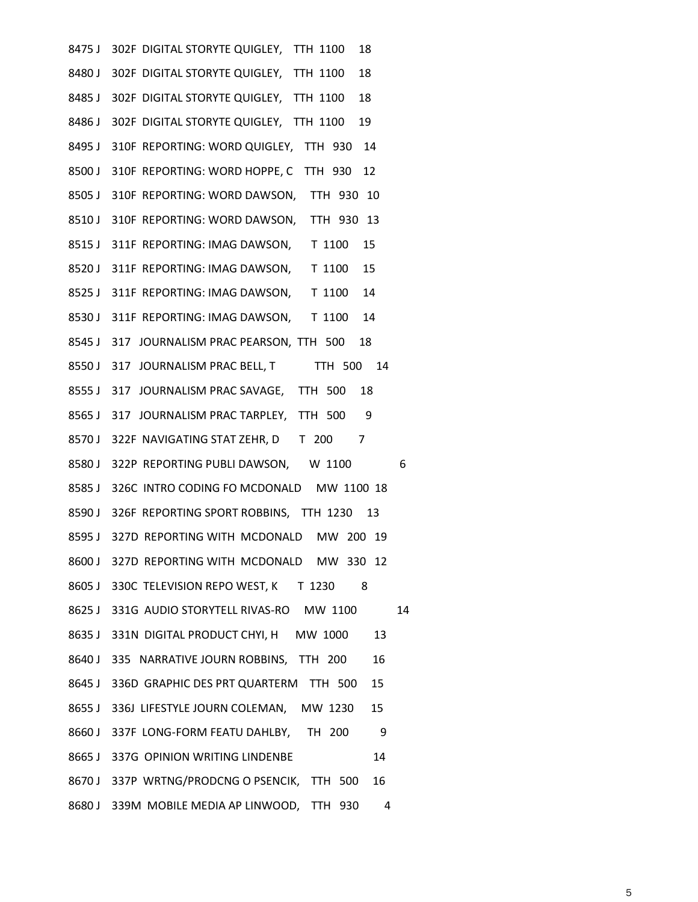8475 J 302F DIGITAL STORYTE QUIGLEY, TTH 1100 18

8480 J 302F DIGITAL STORYTE QUIGLEY, TTH 1100 18

8485 J 302F DIGITAL STORYTE QUIGLEY, TTH 1100 18

8486 J 302F DIGITAL STORYTE QUIGLEY, TTH 1100 19

8495 J 310F REPORTING: WORD QUIGLEY, TTH 930 14

8500 J 310F REPORTING: WORD HOPPE, C TTH 930 12

8505 J 310F REPORTING: WORD DAWSON, TTH 930 10

8510 J 310F REPORTING: WORD DAWSON, TTH 930 13

8515 J 311F REPORTING: IMAG DAWSON, T 1100 15

8520 J 311F REPORTING: IMAG DAWSON, T 1100 15

8525 J 311F REPORTING: IMAG DAWSON, T 1100 14

8530 J 311F REPORTING: IMAG DAWSON, T 1100 14

8545 J 317 JOURNALISM PRAC PEARSON, TTH 500 18

8550 J 317 JOURNALISM PRAC BELL, T TTH 500 14

8555 J 317 JOURNALISM PRAC SAVAGE, TTH 500 18

8565 J 317 JOURNALISM PRAC TARPLEY, TTH 500 9

8570 J 322F NAVIGATING STAT ZEHR, D T 200 7

8580 J 322P REPORTING PUBLI DAWSON, W 1100 6

8585 J 326C INTRO CODING FO MCDONALD MW 1100 18

8590 J 326F REPORTING SPORT ROBBINS, TTH 1230 13

8595 J 327D REPORTING WITH MCDONALD MW 200 19

8600 J 327D REPORTING WITH MCDONALD MW 330 12

8605 J 330C TELEVISION REPO WEST, K T 1230 8

8625 J 331G AUDIO STORYTELL RIVAS-RO MW 1100 14

8635 J 331N DIGITAL PRODUCT CHYI, H MW 1000 13

8640 J 335 NARRATIVE JOURN ROBBINS, TTH 200 16

8645 J 336D GRAPHIC DES PRT QUARTERM TTH 500 15

8655 J 336J LIFESTYLE JOURN COLEMAN, MW 1230 15

8660 J 337F LONG-FORM FEATU DAHLBY, TH 200 9

8665 J 337G OPINION WRITING LINDENBE 14

8670 J 337P WRTNG/PRODCNG O PSENCIK, TTH 500 16

8680 J 339M MOBILE MEDIA AP LINWOOD, TTH 930 4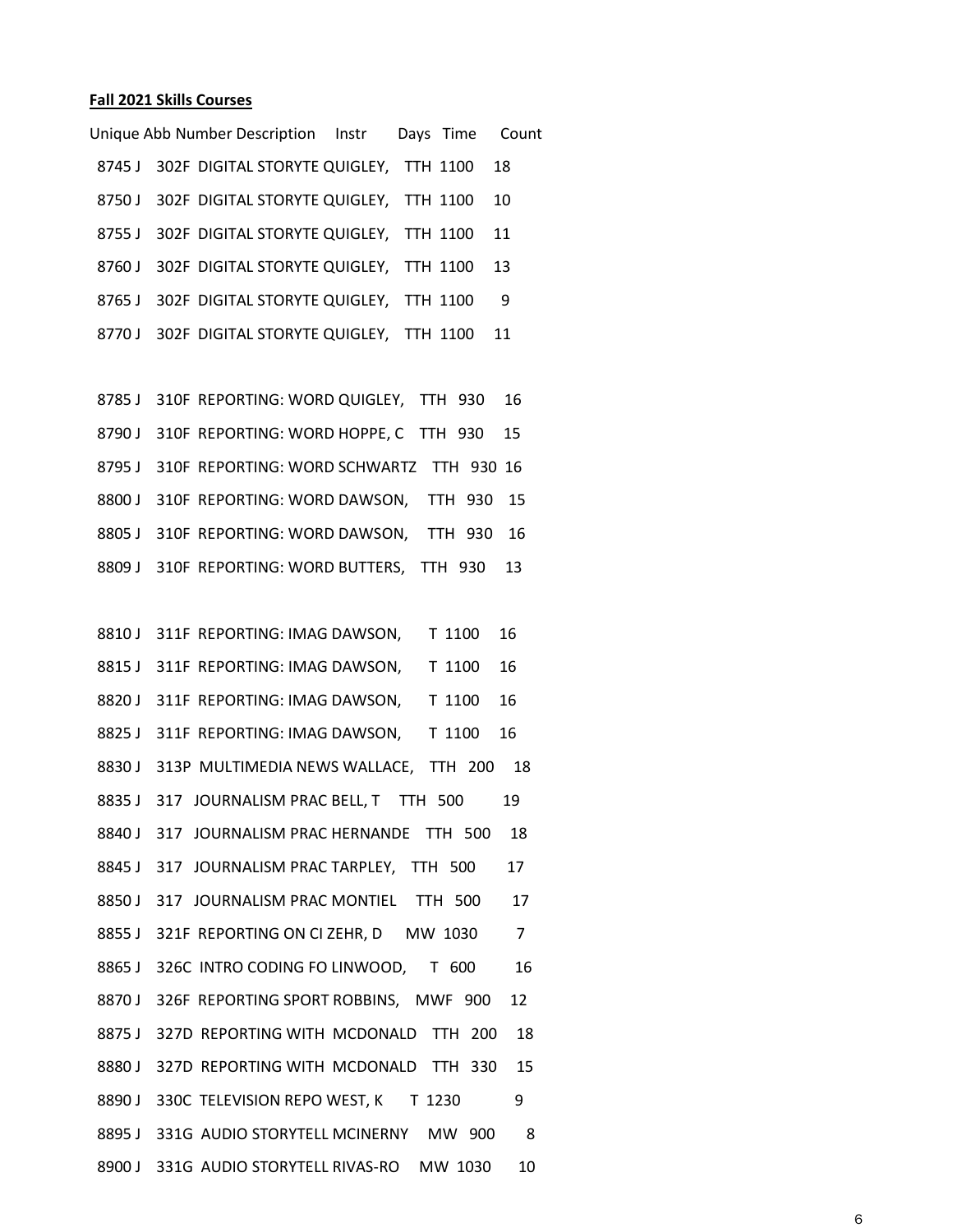**Fall 2021 Skills Courses**

| Unique | Abb | Number | Description | Instr | Days | Time | Count |
|---|---|---|---|---|---|---|---|
| 8745 | J | 302F | DIGITAL STORYTE | QUIGLEY, | TTH | 1100 | 18 |
| 8750 | J | 302F | DIGITAL STORYTE | QUIGLEY, | TTH | 1100 | 10 |
| 8755 | J | 302F | DIGITAL STORYTE | QUIGLEY, | TTH | 1100 | 11 |
| 8760 | J | 302F | DIGITAL STORYTE | QUIGLEY, | TTH | 1100 | 13 |
| 8765 | J | 302F | DIGITAL STORYTE | QUIGLEY, | TTH | 1100 | 9 |
| 8770 | J | 302F | DIGITAL STORYTE | QUIGLEY, | TTH | 1100 | 11 |
| | | | | | | | |
| 8785 | J | 310F | REPORTING: WORD | QUIGLEY, | TTH | 930 | 16 |
| 8790 | J | 310F | REPORTING: WORD | HOPPE, C | TTH | 930 | 15 |
| 8795 | J | 310F | REPORTING: WORD | SCHWARTZ | TTH | 930 | 16 |
| 8800 | J | 310F | REPORTING: WORD | DAWSON, | TTH | 930 | 15 |
| 8805 | J | 310F | REPORTING: WORD | DAWSON, | TTH | 930 | 16 |
| 8809 | J | 310F | REPORTING: WORD | BUTTERS, | TTH | 930 | 13 |
| | | | | | | | |
| 8810 | J | 311F | REPORTING: IMAG | DAWSON, | T | 1100 | 16 |
| 8815 | J | 311F | REPORTING: IMAG | DAWSON, | T | 1100 | 16 |
| 8820 | J | 311F | REPORTING: IMAG | DAWSON, | T | 1100 | 16 |
| 8825 | J | 311F | REPORTING: IMAG | DAWSON, | T | 1100 | 16 |
| 8830 | J | 313P | MULTIMEDIA NEWS | WALLACE, | TTH | 200 | 18 |
| 8835 | J | 317 | JOURNALISM PRAC | BELL, T | TTH | 500 | 19 |
| 8840 | J | 317 | JOURNALISM PRAC | HERNANDE | TTH | 500 | 18 |
| 8845 | J | 317 | JOURNALISM PRAC | TARPLEY, | TTH | 500 | 17 |
| 8850 | J | 317 | JOURNALISM PRAC | MONTIEL | TTH | 500 | 17 |
| 8855 | J | 321F | REPORTING ON CI | ZEHR, D | MW | 1030 | 7 |
| 8865 | J | 326C | INTRO CODING FO | LINWOOD, | T | 600 | 16 |
| 8870 | J | 326F | REPORTING SPORT | ROBBINS, | MWF | 900 | 12 |
| 8875 | J | 327D | REPORTING WITH | MCDONALD | TTH | 200 | 18 |
| 8880 | J | 327D | REPORTING WITH | MCDONALD | TTH | 330 | 15 |
| 8890 | J | 330C | TELEVISION REPO | WEST, K | T | 1230 | 9 |
| 8895 | J | 331G | AUDIO STORYTELL | MCINERNY | MW | 900 | 8 |
| 8900 | J | 331G | AUDIO STORYTELL | RIVAS-RO | MW | 1030 | 10 |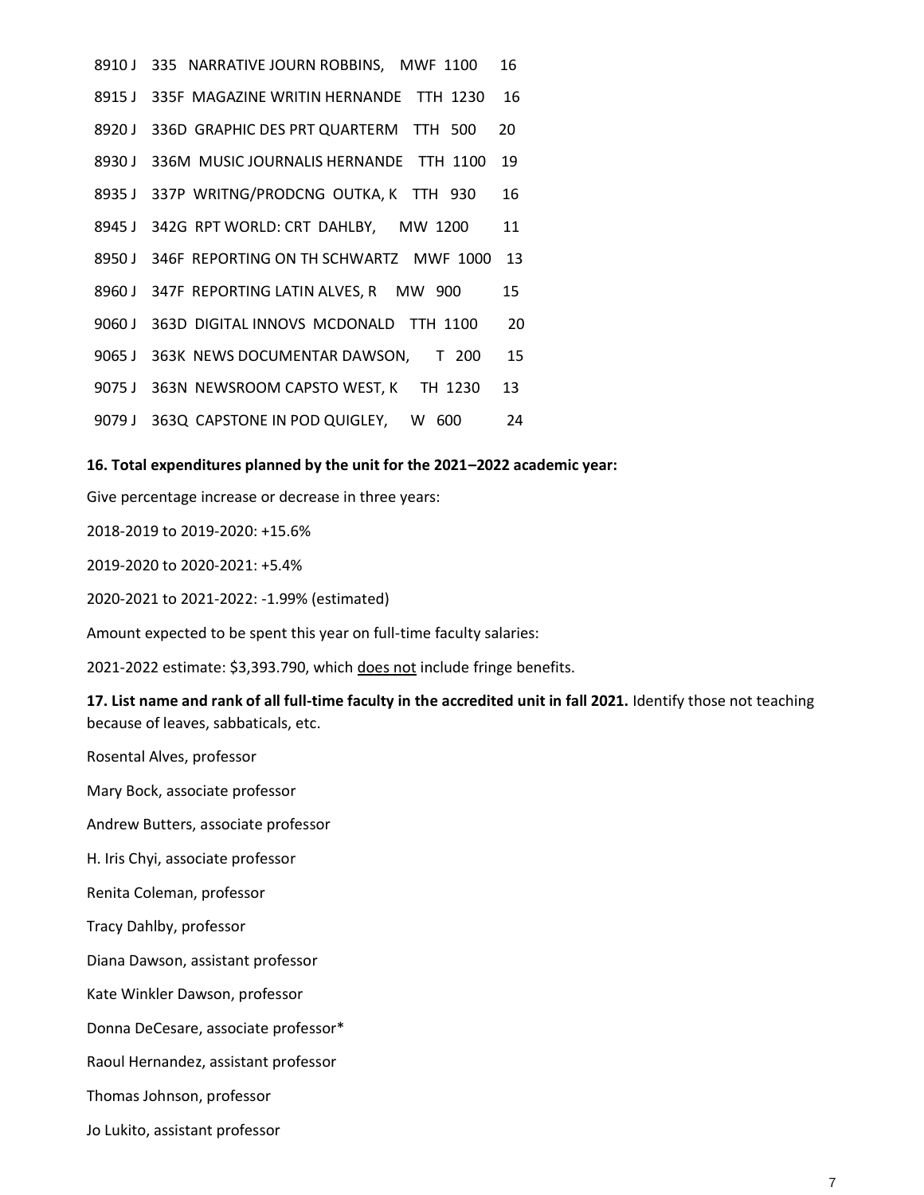8910 J 335 NARRATIVE JOURN ROBBINS, MWF 1100 16

8915 J 335F MAGAZINE WRITIN HERNANDE TTH 1230 16

8920 J 336D GRAPHIC DES PRT QUARTERM TTH 500 20

8930 J 336M MUSIC JOURNALIS HERNANDE TTH 1100 19

8935 J 337P WRITNG/PRODCNG OUTKA, K TTH 930 16

8945 J 342G RPT WORLD: CRT DAHLBY, MW 1200 11

8950 J 346F REPORTING ON TH SCHWARTZ MWF 1000 13

8960 J 347F REPORTING LATIN ALVES, R MW 900 15

9060 J 363D DIGITAL INNOVS MCDONALD TTH 1100 20

9065 J 363K NEWS DOCUMENTAR DAWSON, T 200 15

9075 J 363N NEWSROOM CAPSTO WEST, K TH 1230 13

9079 J 363Q CAPSTONE IN POD QUIGLEY, W 600 24

**16. Total expenditures planned by the unit for the 2021–2022 academic year:**

Give percentage increase or decrease in three years:

2018-2019 to 2019-2020: +15.6%

2019-2020 to 2020-2021: +5.4%

2020-2021 to 2021-2022: -1.99% (estimated)

Amount expected to be spent this year on full-time faculty salaries:

2021-2022 estimate: $3,393.790, which <u>does not</u> include fringe benefits.

**17. List name and rank of all full-time faculty in the accredited unit in fall 2021.** Identify those not teaching because of leaves, sabbaticals, etc.

Rosental Alves, professor

Mary Bock, associate professor

Andrew Butters, associate professor

H. Iris Chyi, associate professor

Renita Coleman, professor

Tracy Dahlby, professor

Diana Dawson, assistant professor

Kate Winkler Dawson, professor

Donna DeCesare, associate professor*

Raoul Hernandez, assistant professor

Thomas Johnson, professor

Jo Lukito, assistant professor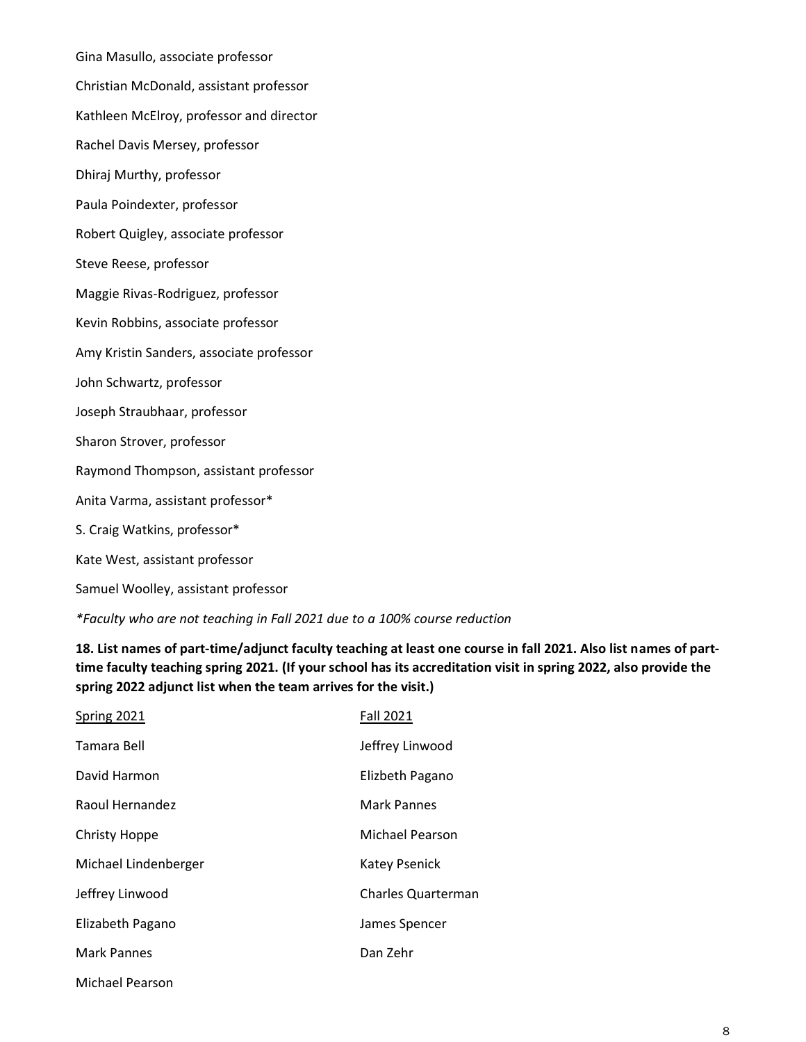Gina Masullo, associate professor

Christian McDonald, assistant professor

Kathleen McElroy, professor and director

Rachel Davis Mersey, professor

Dhiraj Murthy, professor

Paula Poindexter, professor

Robert Quigley, associate professor

Steve Reese, professor

Maggie Rivas-Rodriguez, professor

Kevin Robbins, associate professor

Amy Kristin Sanders, associate professor

John Schwartz, professor

Joseph Straubhaar, professor

Sharon Strover, professor

Raymond Thompson, assistant professor

Anita Varma, assistant professor*

S. Craig Watkins, professor*

Kate West, assistant professor

Samuel Woolley, assistant professor

*\*Faculty who are not teaching in Fall 2021 due to a 100% course reduction*

**18. List names of part-time/adjunct faculty teaching at least one course in fall 2021. Also list names of part-time faculty teaching spring 2021. (If your school has its accreditation visit in spring 2022, also provide the spring 2022 adjunct list when the team arrives for the visit.)**

| Spring 2021 | Fall 2021 |
|---|---|
| Tamara Bell | Jeffrey Linwood |
| David Harmon | Elizbeth Pagano |
| Raoul Hernandez | Mark Pannes |
| Christy Hoppe | Michael Pearson |
| Michael Lindenberger | Katey Psenick |
| Jeffrey Linwood | Charles Quarterman |
| Elizabeth Pagano | James Spencer |
| Mark Pannes | Dan Zehr |
| Michael Pearson | |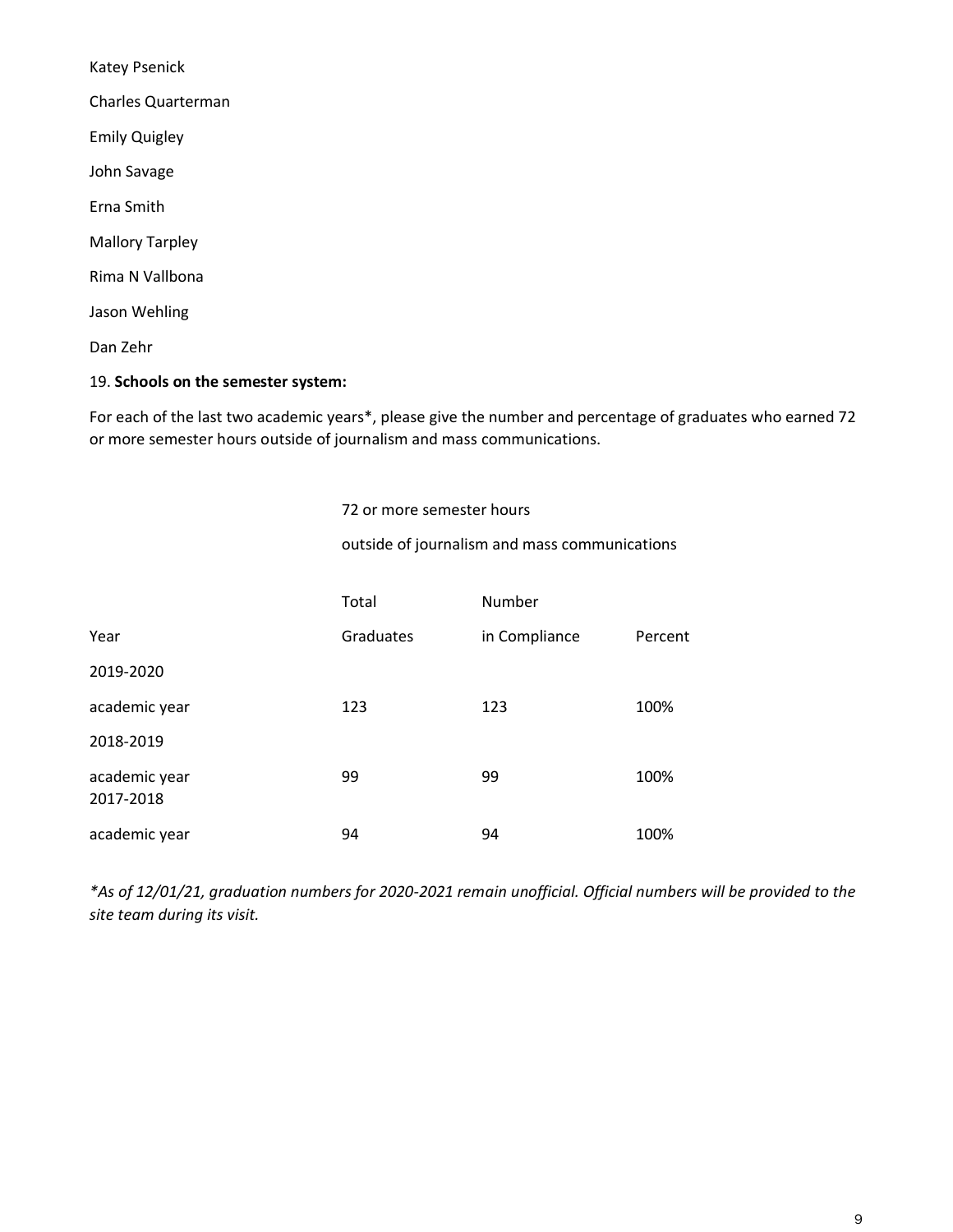Katey Psenick

Charles Quarterman

Emily Quigley

John Savage

Erna Smith

Mallory Tarpley

Rima N Vallbona

Jason Wehling

Dan Zehr

19. **Schools on the semester system:**

For each of the last two academic years*, please give the number and percentage of graduates who earned 72 or more semester hours outside of journalism and mass communications.

| | 72 or more semester hours outside of journalism and mass communications | | |
|---|---|---|---|
| Year | Total Graduates | Number in Compliance | Percent |
| 2019-2020 academic year | 123 | 123 | 100% |
| 2018-2019 academic year | 99 | 99 | 100% |
| 2017-2018 academic year | 94 | 94 | 100% |

*\*As of 12/01/21, graduation numbers for 2020-2021 remain unofficial. Official numbers will be provided to the site team during its visit.*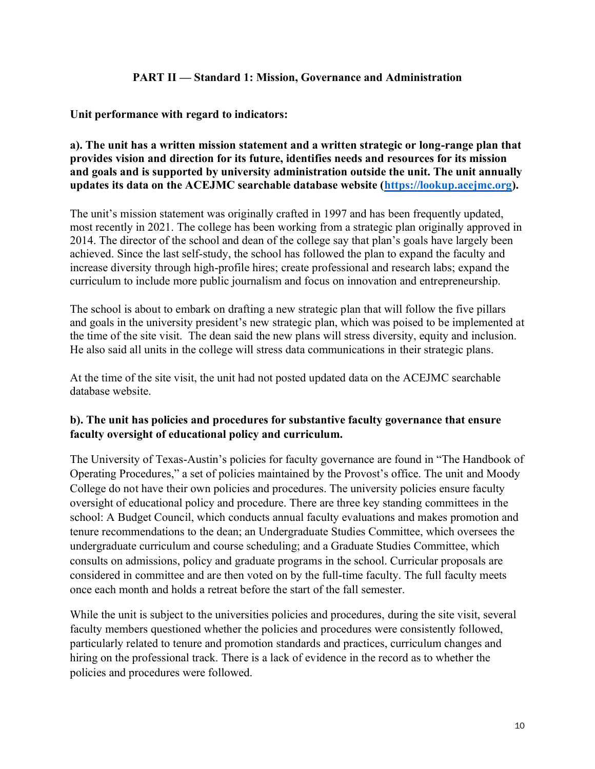## PART II — Standard 1: Mission, Governance and Administration

**Unit performance with regard to indicators:**

**a). The unit has a written mission statement and a written strategic or long-range plan that provides vision and direction for its future, identifies needs and resources for its mission and goals and is supported by university administration outside the unit. The unit annually updates its data on the ACEJMC searchable database website ([https://lookup.acejmc.org](https://lookup.acejmc.org)).**

The unit's mission statement was originally crafted in 1997 and has been frequently updated, most recently in 2021. The college has been working from a strategic plan originally approved in 2014. The director of the school and dean of the college say that plan's goals have largely been achieved. Since the last self-study, the school has followed the plan to expand the faculty and increase diversity through high-profile hires; create professional and research labs; expand the curriculum to include more public journalism and focus on innovation and entrepreneurship.

The school is about to embark on drafting a new strategic plan that will follow the five pillars and goals in the university president's new strategic plan, which was poised to be implemented at the time of the site visit. The dean said the new plans will stress diversity, equity and inclusion. He also said all units in the college will stress data communications in their strategic plans.

At the time of the site visit, the unit had not posted updated data on the ACEJMC searchable database website.

**b). The unit has policies and procedures for substantive faculty governance that ensure faculty oversight of educational policy and curriculum.**

The University of Texas-Austin's policies for faculty governance are found in "The Handbook of Operating Procedures," a set of policies maintained by the Provost's office. The unit and Moody College do not have their own policies and procedures. The university policies ensure faculty oversight of educational policy and procedure. There are three key standing committees in the school: A Budget Council, which conducts annual faculty evaluations and makes promotion and tenure recommendations to the dean; an Undergraduate Studies Committee, which oversees the undergraduate curriculum and course scheduling; and a Graduate Studies Committee, which consults on admissions, policy and graduate programs in the school. Curricular proposals are considered in committee and are then voted on by the full-time faculty. The full faculty meets once each month and holds a retreat before the start of the fall semester.

While the unit is subject to the universities policies and procedures, during the site visit, several faculty members questioned whether the policies and procedures were consistently followed, particularly related to tenure and promotion standards and practices, curriculum changes and hiring on the professional track. There is a lack of evidence in the record as to whether the policies and procedures were followed.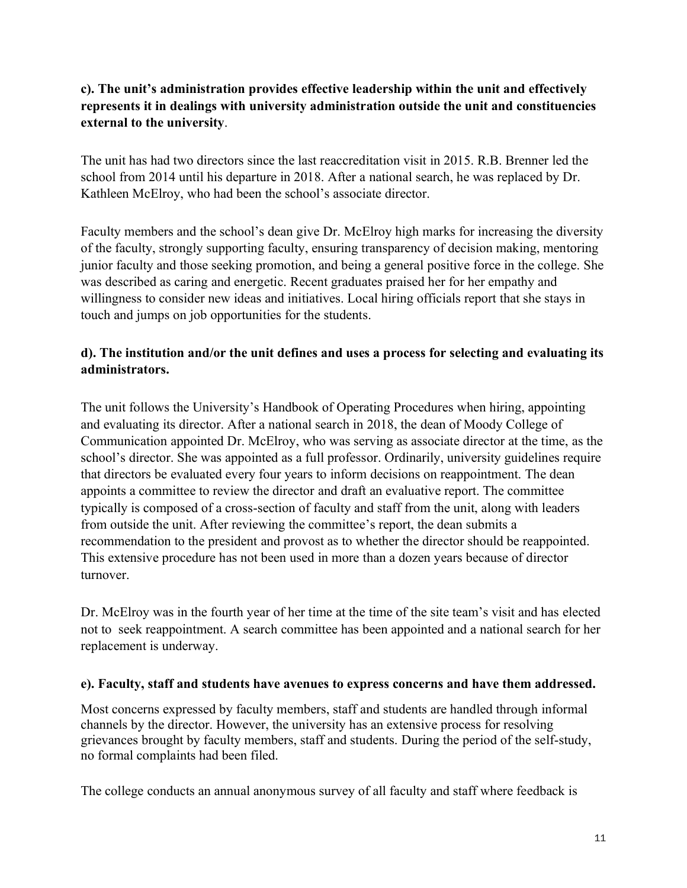**c). The unit's administration provides effective leadership within the unit and effectively represents it in dealings with university administration outside the unit and constituencies external to the university**.

The unit has had two directors since the last reaccreditation visit in 2015. R.B. Brenner led the school from 2014 until his departure in 2018. After a national search, he was replaced by Dr. Kathleen McElroy, who had been the school's associate director.

Faculty members and the school's dean give Dr. McElroy high marks for increasing the diversity of the faculty, strongly supporting faculty, ensuring transparency of decision making, mentoring junior faculty and those seeking promotion, and being a general positive force in the college. She was described as caring and energetic. Recent graduates praised her for her empathy and willingness to consider new ideas and initiatives. Local hiring officials report that she stays in touch and jumps on job opportunities for the students.

**d). The institution and/or the unit defines and uses a process for selecting and evaluating its administrators.**

The unit follows the University's Handbook of Operating Procedures when hiring, appointing and evaluating its director. After a national search in 2018, the dean of Moody College of Communication appointed Dr. McElroy, who was serving as associate director at the time, as the school's director. She was appointed as a full professor. Ordinarily, university guidelines require that directors be evaluated every four years to inform decisions on reappointment. The dean appoints a committee to review the director and draft an evaluative report. The committee typically is composed of a cross-section of faculty and staff from the unit, along with leaders from outside the unit. After reviewing the committee's report, the dean submits a recommendation to the president and provost as to whether the director should be reappointed. This extensive procedure has not been used in more than a dozen years because of director turnover.

Dr. McElroy was in the fourth year of her time at the time of the site team's visit and has elected not to seek reappointment. A search committee has been appointed and a national search for her replacement is underway.

**e). Faculty, staff and students have avenues to express concerns and have them addressed.**

Most concerns expressed by faculty members, staff and students are handled through informal channels by the director. However, the university has an extensive process for resolving grievances brought by faculty members, staff and students. During the period of the self-study, no formal complaints had been filed.

The college conducts an annual anonymous survey of all faculty and staff where feedback is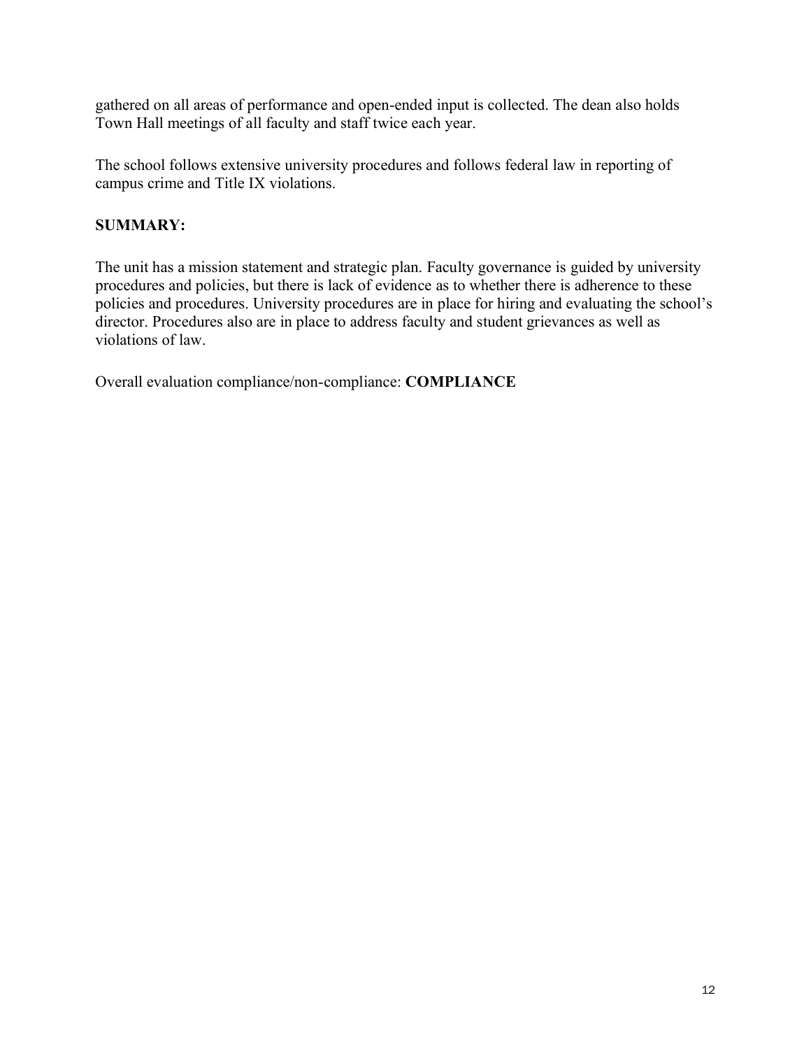gathered on all areas of performance and open-ended input is collected. The dean also holds Town Hall meetings of all faculty and staff twice each year.

The school follows extensive university procedures and follows federal law in reporting of campus crime and Title IX violations.

**SUMMARY:**

The unit has a mission statement and strategic plan. Faculty governance is guided by university procedures and policies, but there is lack of evidence as to whether there is adherence to these policies and procedures. University procedures are in place for hiring and evaluating the school's director. Procedures also are in place to address faculty and student grievances as well as violations of law.

Overall evaluation compliance/non-compliance: **COMPLIANCE**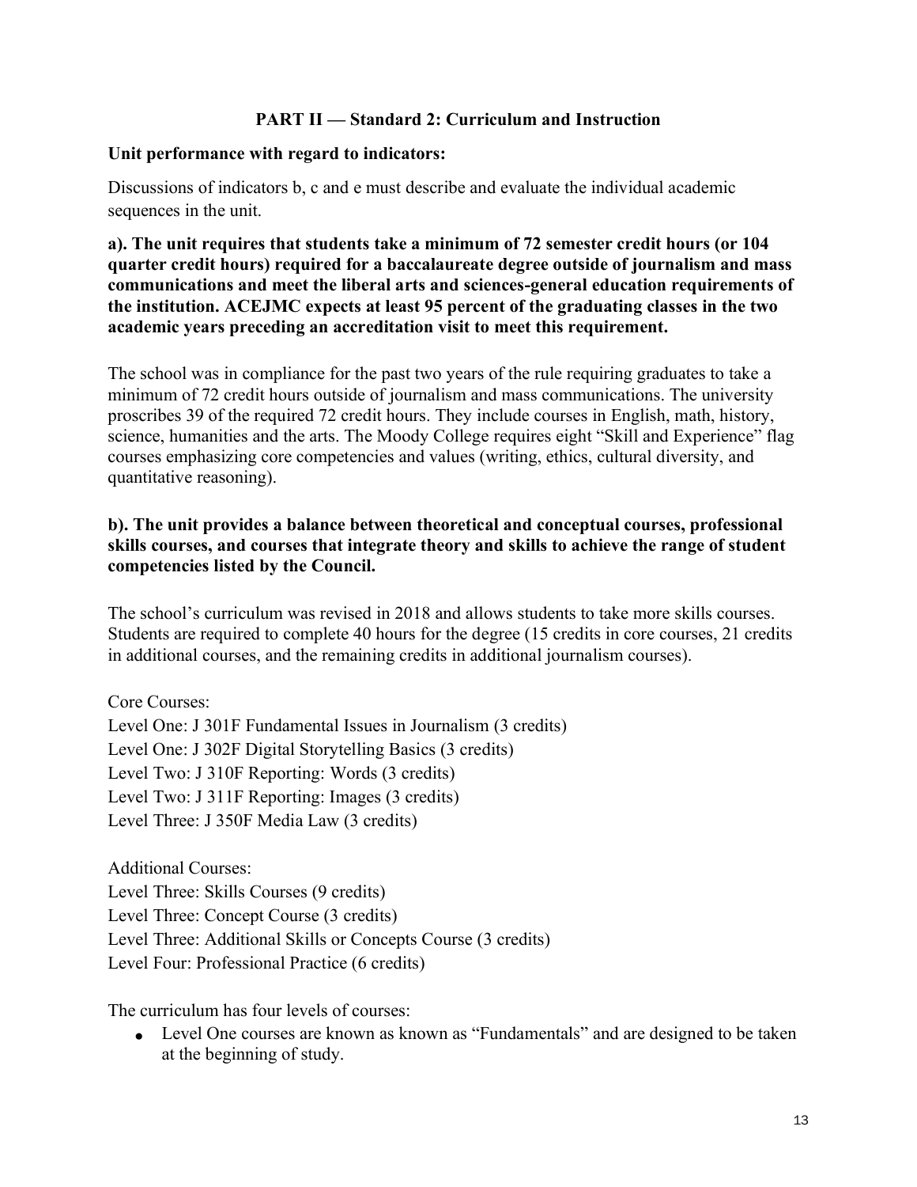## PART II — Standard 2: Curriculum and Instruction

**Unit performance with regard to indicators:**

Discussions of indicators b, c and e must describe and evaluate the individual academic sequences in the unit.

**a). The unit requires that students take a minimum of 72 semester credit hours (or 104 quarter credit hours) required for a baccalaureate degree outside of journalism and mass communications and meet the liberal arts and sciences-general education requirements of the institution. ACEJMC expects at least 95 percent of the graduating classes in the two academic years preceding an accreditation visit to meet this requirement.**

The school was in compliance for the past two years of the rule requiring graduates to take a minimum of 72 credit hours outside of journalism and mass communications. The university proscribes 39 of the required 72 credit hours. They include courses in English, math, history, science, humanities and the arts. The Moody College requires eight "Skill and Experience" flag courses emphasizing core competencies and values (writing, ethics, cultural diversity, and quantitative reasoning).

**b). The unit provides a balance between theoretical and conceptual courses, professional skills courses, and courses that integrate theory and skills to achieve the range of student competencies listed by the Council.**

The school's curriculum was revised in 2018 and allows students to take more skills courses. Students are required to complete 40 hours for the degree (15 credits in core courses, 21 credits in additional courses, and the remaining credits in additional journalism courses).

Core Courses:
Level One: J 301F Fundamental Issues in Journalism (3 credits)
Level One: J 302F Digital Storytelling Basics (3 credits)
Level Two: J 310F Reporting: Words (3 credits)
Level Two: J 311F Reporting: Images (3 credits)
Level Three: J 350F Media Law (3 credits)

Additional Courses:
Level Three: Skills Courses (9 credits)
Level Three: Concept Course (3 credits)
Level Three: Additional Skills or Concepts Course (3 credits)
Level Four: Professional Practice (6 credits)

The curriculum has four levels of courses:

- Level One courses are known as known as "Fundamentals" and are designed to be taken at the beginning of study.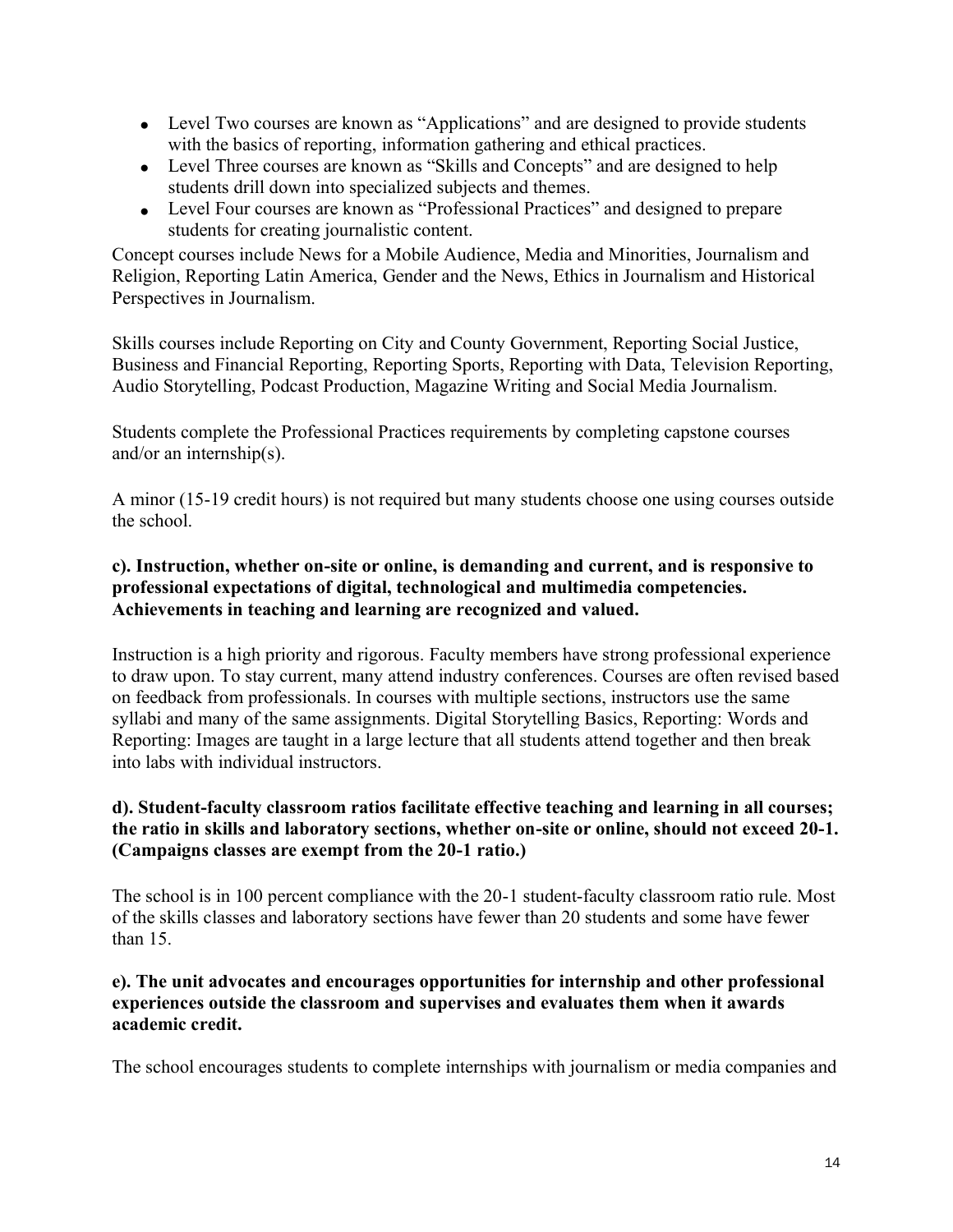- Level Two courses are known as “Applications” and are designed to provide students with the basics of reporting, information gathering and ethical practices.
- Level Three courses are known as “Skills and Concepts” and are designed to help students drill down into specialized subjects and themes.
- Level Four courses are known as “Professional Practices” and designed to prepare students for creating journalistic content.

Concept courses include News for a Mobile Audience, Media and Minorities, Journalism and Religion, Reporting Latin America, Gender and the News, Ethics in Journalism and Historical Perspectives in Journalism.

Skills courses include Reporting on City and County Government, Reporting Social Justice, Business and Financial Reporting, Reporting Sports, Reporting with Data, Television Reporting, Audio Storytelling, Podcast Production, Magazine Writing and Social Media Journalism.

Students complete the Professional Practices requirements by completing capstone courses and/or an internship(s).

A minor (15-19 credit hours) is not required but many students choose one using courses outside the school.

**c). Instruction, whether on-site or online, is demanding and current, and is responsive to professional expectations of digital, technological and multimedia competencies. Achievements in teaching and learning are recognized and valued.**

Instruction is a high priority and rigorous. Faculty members have strong professional experience to draw upon. To stay current, many attend industry conferences. Courses are often revised based on feedback from professionals. In courses with multiple sections, instructors use the same syllabi and many of the same assignments. Digital Storytelling Basics, Reporting: Words and Reporting: Images are taught in a large lecture that all students attend together and then break into labs with individual instructors.

**d). Student-faculty classroom ratios facilitate effective teaching and learning in all courses; the ratio in skills and laboratory sections, whether on-site or online, should not exceed 20-1. (Campaigns classes are exempt from the 20-1 ratio.)**

The school is in 100 percent compliance with the 20-1 student-faculty classroom ratio rule. Most of the skills classes and laboratory sections have fewer than 20 students and some have fewer than 15.

**e). The unit advocates and encourages opportunities for internship and other professional experiences outside the classroom and supervises and evaluates them when it awards academic credit.**

The school encourages students to complete internships with journalism or media companies and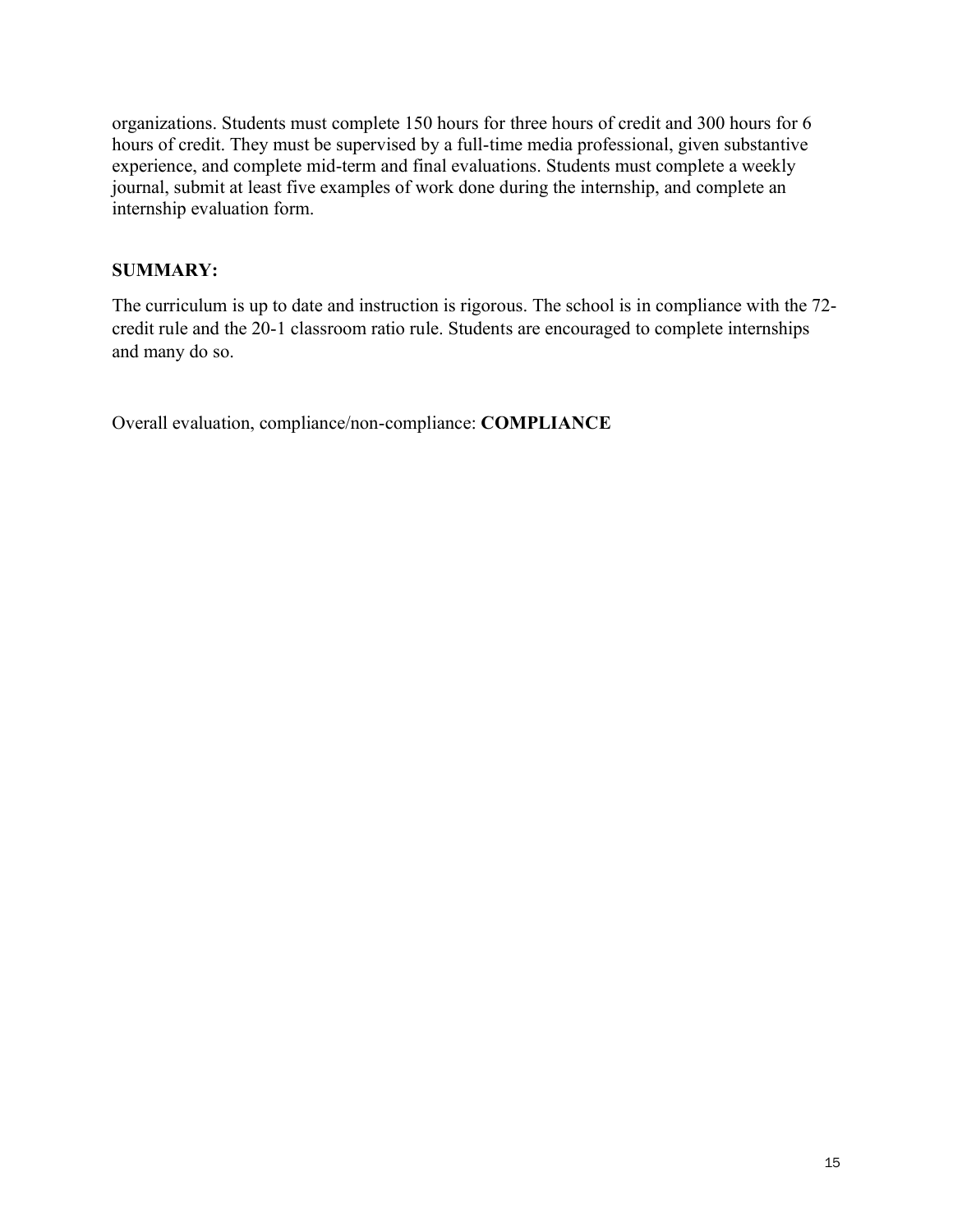organizations. Students must complete 150 hours for three hours of credit and 300 hours for 6 hours of credit. They must be supervised by a full-time media professional, given substantive experience, and complete mid-term and final evaluations. Students must complete a weekly journal, submit at least five examples of work done during the internship, and complete an internship evaluation form.

**SUMMARY:**

The curriculum is up to date and instruction is rigorous. The school is in compliance with the 72-credit rule and the 20-1 classroom ratio rule. Students are encouraged to complete internships and many do so.

Overall evaluation, compliance/non-compliance: **COMPLIANCE**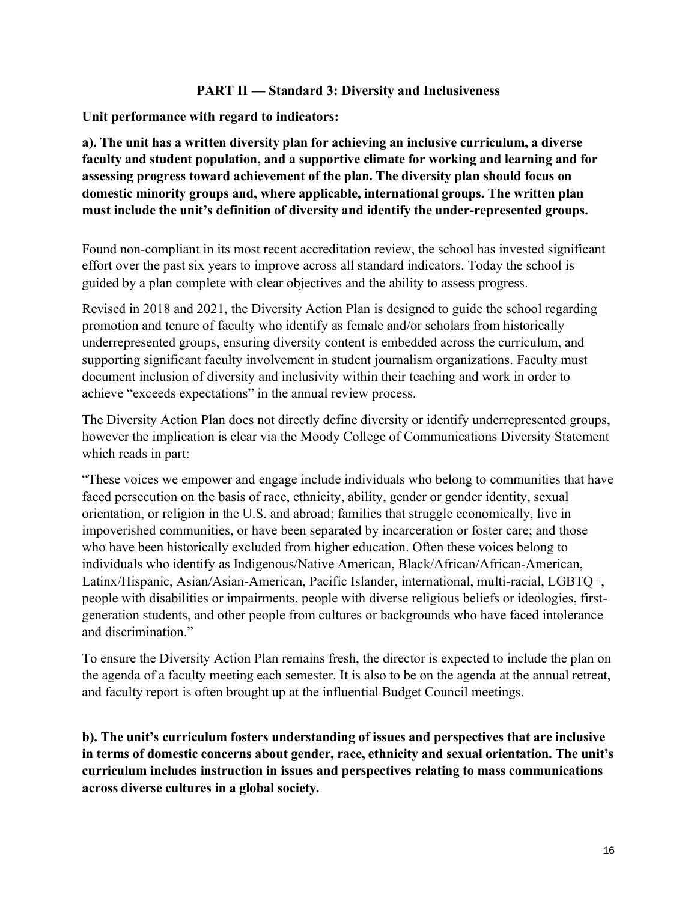## PART II — Standard 3: Diversity and Inclusiveness

**Unit performance with regard to indicators:**

**a). The unit has a written diversity plan for achieving an inclusive curriculum, a diverse faculty and student population, and a supportive climate for working and learning and for assessing progress toward achievement of the plan. The diversity plan should focus on domestic minority groups and, where applicable, international groups. The written plan must include the unit's definition of diversity and identify the under-represented groups.**

Found non-compliant in its most recent accreditation review, the school has invested significant effort over the past six years to improve across all standard indicators. Today the school is guided by a plan complete with clear objectives and the ability to assess progress.

Revised in 2018 and 2021, the Diversity Action Plan is designed to guide the school regarding promotion and tenure of faculty who identify as female and/or scholars from historically underrepresented groups, ensuring diversity content is embedded across the curriculum, and supporting significant faculty involvement in student journalism organizations. Faculty must document inclusion of diversity and inclusivity within their teaching and work in order to achieve "exceeds expectations" in the annual review process.

The Diversity Action Plan does not directly define diversity or identify underrepresented groups, however the implication is clear via the Moody College of Communications Diversity Statement which reads in part:

"These voices we empower and engage include individuals who belong to communities that have faced persecution on the basis of race, ethnicity, ability, gender or gender identity, sexual orientation, or religion in the U.S. and abroad; families that struggle economically, live in impoverished communities, or have been separated by incarceration or foster care; and those who have been historically excluded from higher education. Often these voices belong to individuals who identify as Indigenous/Native American, Black/African/African-American, Latinx/Hispanic, Asian/Asian-American, Pacific Islander, international, multi-racial, LGBTQ+, people with disabilities or impairments, people with diverse religious beliefs or ideologies, first-generation students, and other people from cultures or backgrounds who have faced intolerance and discrimination."

To ensure the Diversity Action Plan remains fresh, the director is expected to include the plan on the agenda of a faculty meeting each semester. It is also to be on the agenda at the annual retreat, and faculty report is often brought up at the influential Budget Council meetings.

**b). The unit's curriculum fosters understanding of issues and perspectives that are inclusive in terms of domestic concerns about gender, race, ethnicity and sexual orientation. The unit's curriculum includes instruction in issues and perspectives relating to mass communications across diverse cultures in a global society.**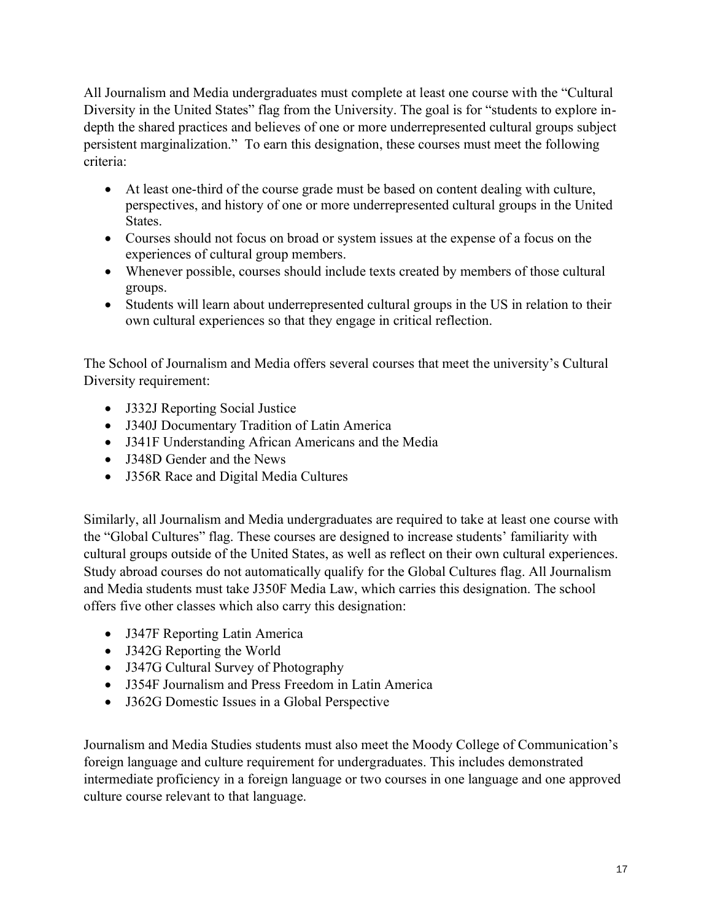All Journalism and Media undergraduates must complete at least one course with the “Cultural Diversity in the United States” flag from the University. The goal is for “students to explore in-depth the shared practices and believes of one or more underrepresented cultural groups subject persistent marginalization.” To earn this designation, these courses must meet the following criteria:

- At least one-third of the course grade must be based on content dealing with culture, perspectives, and history of one or more underrepresented cultural groups in the United States.
- Courses should not focus on broad or system issues at the expense of a focus on the experiences of cultural group members.
- Whenever possible, courses should include texts created by members of those cultural groups.
- Students will learn about underrepresented cultural groups in the US in relation to their own cultural experiences so that they engage in critical reflection.

The School of Journalism and Media offers several courses that meet the university’s Cultural Diversity requirement:

- J332J Reporting Social Justice
- J340J Documentary Tradition of Latin America
- J341F Understanding African Americans and the Media
- J348D Gender and the News
- J356R Race and Digital Media Cultures

Similarly, all Journalism and Media undergraduates are required to take at least one course with the “Global Cultures” flag. These courses are designed to increase students’ familiarity with cultural groups outside of the United States, as well as reflect on their own cultural experiences. Study abroad courses do not automatically qualify for the Global Cultures flag. All Journalism and Media students must take J350F Media Law, which carries this designation. The school offers five other classes which also carry this designation:

- J347F Reporting Latin America
- J342G Reporting the World
- J347G Cultural Survey of Photography
- J354F Journalism and Press Freedom in Latin America
- J362G Domestic Issues in a Global Perspective

Journalism and Media Studies students must also meet the Moody College of Communication’s foreign language and culture requirement for undergraduates. This includes demonstrated intermediate proficiency in a foreign language or two courses in one language and one approved culture course relevant to that language.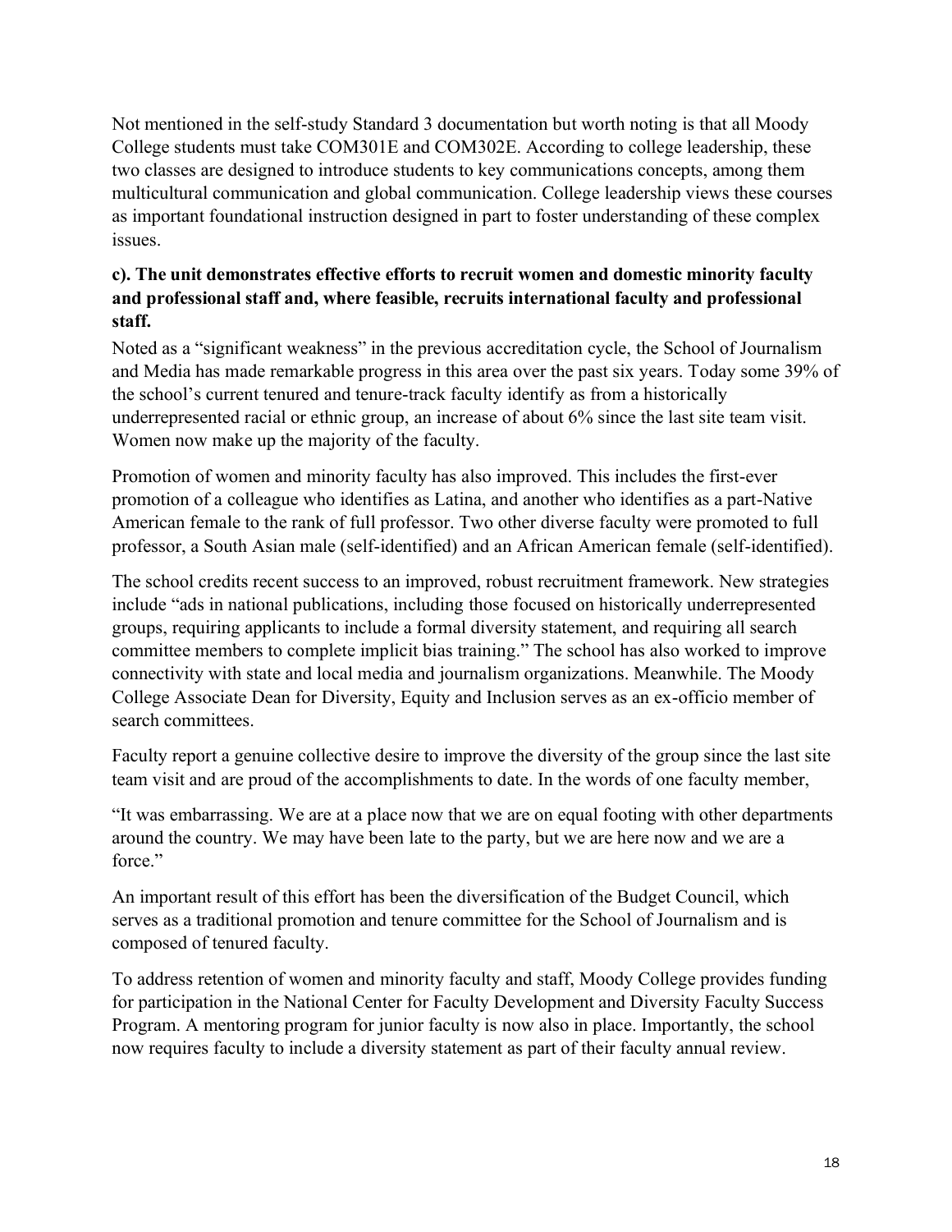Not mentioned in the self-study Standard 3 documentation but worth noting is that all Moody College students must take COM301E and COM302E. According to college leadership, these two classes are designed to introduce students to key communications concepts, among them multicultural communication and global communication. College leadership views these courses as important foundational instruction designed in part to foster understanding of these complex issues.

**c). The unit demonstrates effective efforts to recruit women and domestic minority faculty and professional staff and, where feasible, recruits international faculty and professional staff.**

Noted as a "significant weakness" in the previous accreditation cycle, the School of Journalism and Media has made remarkable progress in this area over the past six years. Today some 39% of the school's current tenured and tenure-track faculty identify as from a historically underrepresented racial or ethnic group, an increase of about 6% since the last site team visit. Women now make up the majority of the faculty.

Promotion of women and minority faculty has also improved. This includes the first-ever promotion of a colleague who identifies as Latina, and another who identifies as a part-Native American female to the rank of full professor. Two other diverse faculty were promoted to full professor, a South Asian male (self-identified) and an African American female (self-identified).

The school credits recent success to an improved, robust recruitment framework. New strategies include "ads in national publications, including those focused on historically underrepresented groups, requiring applicants to include a formal diversity statement, and requiring all search committee members to complete implicit bias training." The school has also worked to improve connectivity with state and local media and journalism organizations. Meanwhile. The Moody College Associate Dean for Diversity, Equity and Inclusion serves as an ex-officio member of search committees.

Faculty report a genuine collective desire to improve the diversity of the group since the last site team visit and are proud of the accomplishments to date. In the words of one faculty member,

"It was embarrassing. We are at a place now that we are on equal footing with other departments around the country. We may have been late to the party, but we are here now and we are a force."

An important result of this effort has been the diversification of the Budget Council, which serves as a traditional promotion and tenure committee for the School of Journalism and is composed of tenured faculty.

To address retention of women and minority faculty and staff, Moody College provides funding for participation in the National Center for Faculty Development and Diversity Faculty Success Program. A mentoring program for junior faculty is now also in place. Importantly, the school now requires faculty to include a diversity statement as part of their faculty annual review.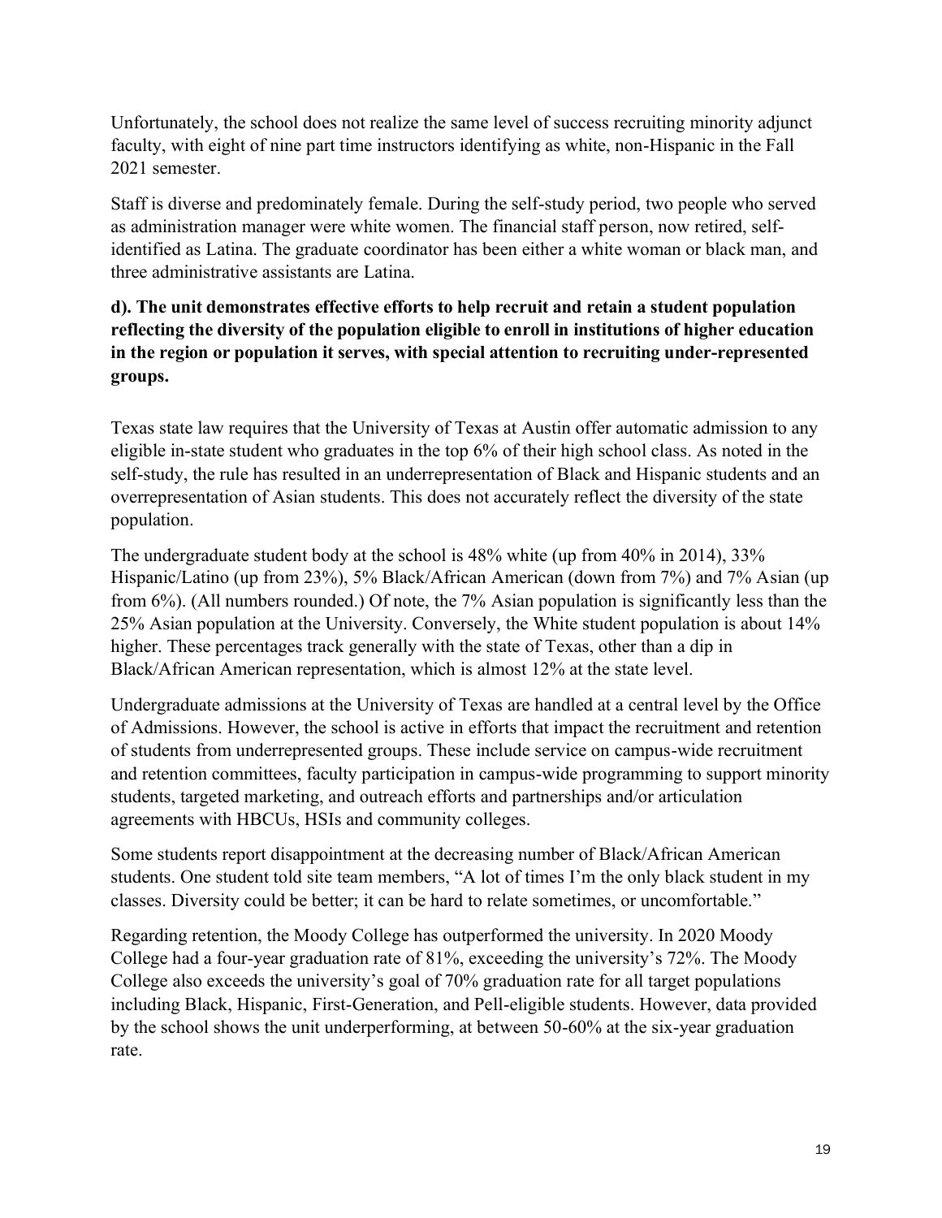Unfortunately, the school does not realize the same level of success recruiting minority adjunct faculty, with eight of nine part time instructors identifying as white, non-Hispanic in the Fall 2021 semester.

Staff is diverse and predominately female. During the self-study period, two people who served as administration manager were white women. The financial staff person, now retired, self-identified as Latina. The graduate coordinator has been either a white woman or black man, and three administrative assistants are Latina.

**d). The unit demonstrates effective efforts to help recruit and retain a student population reflecting the diversity of the population eligible to enroll in institutions of higher education in the region or population it serves, with special attention to recruiting under-represented groups.**

Texas state law requires that the University of Texas at Austin offer automatic admission to any eligible in-state student who graduates in the top 6% of their high school class. As noted in the self-study, the rule has resulted in an underrepresentation of Black and Hispanic students and an overrepresentation of Asian students. This does not accurately reflect the diversity of the state population.

The undergraduate student body at the school is 48% white (up from 40% in 2014), 33% Hispanic/Latino (up from 23%), 5% Black/African American (down from 7%) and 7% Asian (up from 6%). (All numbers rounded.) Of note, the 7% Asian population is significantly less than the 25% Asian population at the University. Conversely, the White student population is about 14% higher. These percentages track generally with the state of Texas, other than a dip in Black/African American representation, which is almost 12% at the state level.

Undergraduate admissions at the University of Texas are handled at a central level by the Office of Admissions. However, the school is active in efforts that impact the recruitment and retention of students from underrepresented groups. These include service on campus-wide recruitment and retention committees, faculty participation in campus-wide programming to support minority students, targeted marketing, and outreach efforts and partnerships and/or articulation agreements with HBCUs, HSIs and community colleges.

Some students report disappointment at the decreasing number of Black/African American students. One student told site team members, "A lot of times I'm the only black student in my classes. Diversity could be better; it can be hard to relate sometimes, or uncomfortable."

Regarding retention, the Moody College has outperformed the university. In 2020 Moody College had a four-year graduation rate of 81%, exceeding the university's 72%. The Moody College also exceeds the university's goal of 70% graduation rate for all target populations including Black, Hispanic, First-Generation, and Pell-eligible students. However, data provided by the school shows the unit underperforming, at between 50-60% at the six-year graduation rate.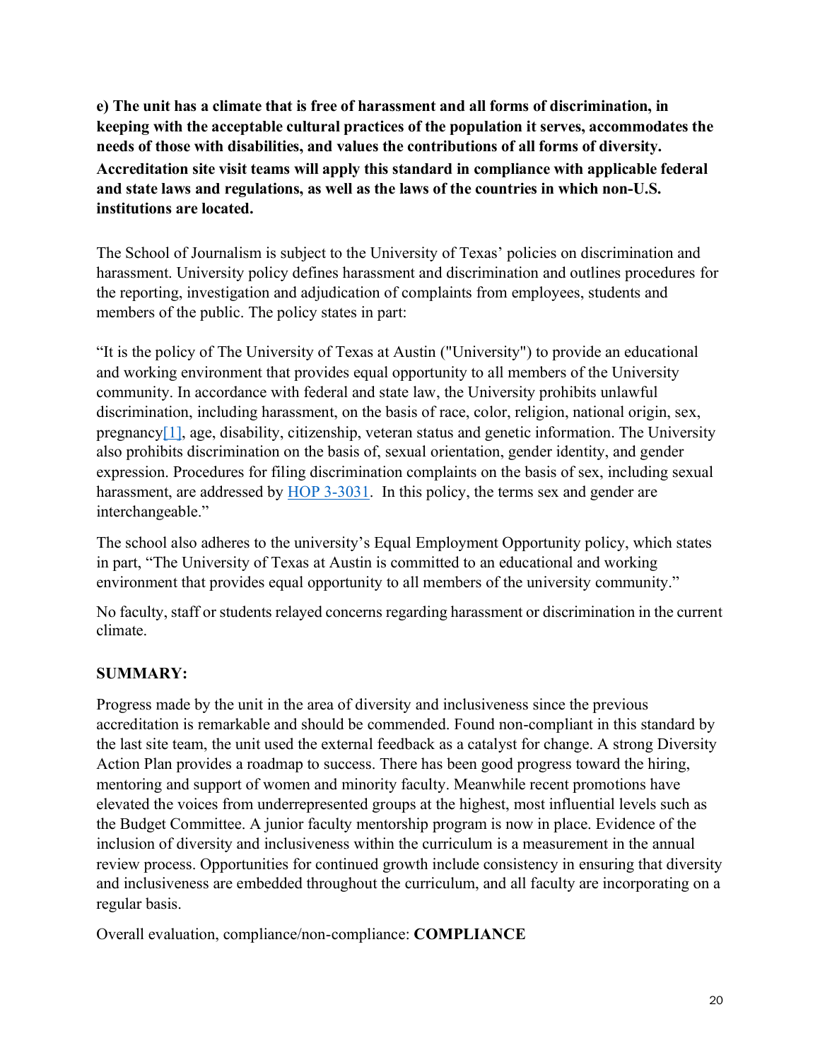**e) The unit has a climate that is free of harassment and all forms of discrimination, in keeping with the acceptable cultural practices of the population it serves, accommodates the needs of those with disabilities, and values the contributions of all forms of diversity. Accreditation site visit teams will apply this standard in compliance with applicable federal and state laws and regulations, as well as the laws of the countries in which non-U.S. institutions are located.**

The School of Journalism is subject to the University of Texas' policies on discrimination and harassment. University policy defines harassment and discrimination and outlines procedures for the reporting, investigation and adjudication of complaints from employees, students and members of the public. The policy states in part:

"It is the policy of The University of Texas at Austin ("University") to provide an educational and working environment that provides equal opportunity to all members of the University community. In accordance with federal and state law, the University prohibits unlawful discrimination, including harassment, on the basis of race, color, religion, national origin, sex, pregnancy[1], age, disability, citizenship, veteran status and genetic information. The University also prohibits discrimination on the basis of, sexual orientation, gender identity, and gender expression. Procedures for filing discrimination complaints on the basis of sex, including sexual harassment, are addressed by HOP 3-3031. In this policy, the terms sex and gender are interchangeable."

The school also adheres to the university's Equal Employment Opportunity policy, which states in part, "The University of Texas at Austin is committed to an educational and working environment that provides equal opportunity to all members of the university community."

No faculty, staff or students relayed concerns regarding harassment or discrimination in the current climate.

**SUMMARY:**

Progress made by the unit in the area of diversity and inclusiveness since the previous accreditation is remarkable and should be commended. Found non-compliant in this standard by the last site team, the unit used the external feedback as a catalyst for change. A strong Diversity Action Plan provides a roadmap to success. There has been good progress toward the hiring, mentoring and support of women and minority faculty. Meanwhile recent promotions have elevated the voices from underrepresented groups at the highest, most influential levels such as the Budget Committee. A junior faculty mentorship program is now in place. Evidence of the inclusion of diversity and inclusiveness within the curriculum is a measurement in the annual review process. Opportunities for continued growth include consistency in ensuring that diversity and inclusiveness are embedded throughout the curriculum, and all faculty are incorporating on a regular basis.

Overall evaluation, compliance/non-compliance: **COMPLIANCE**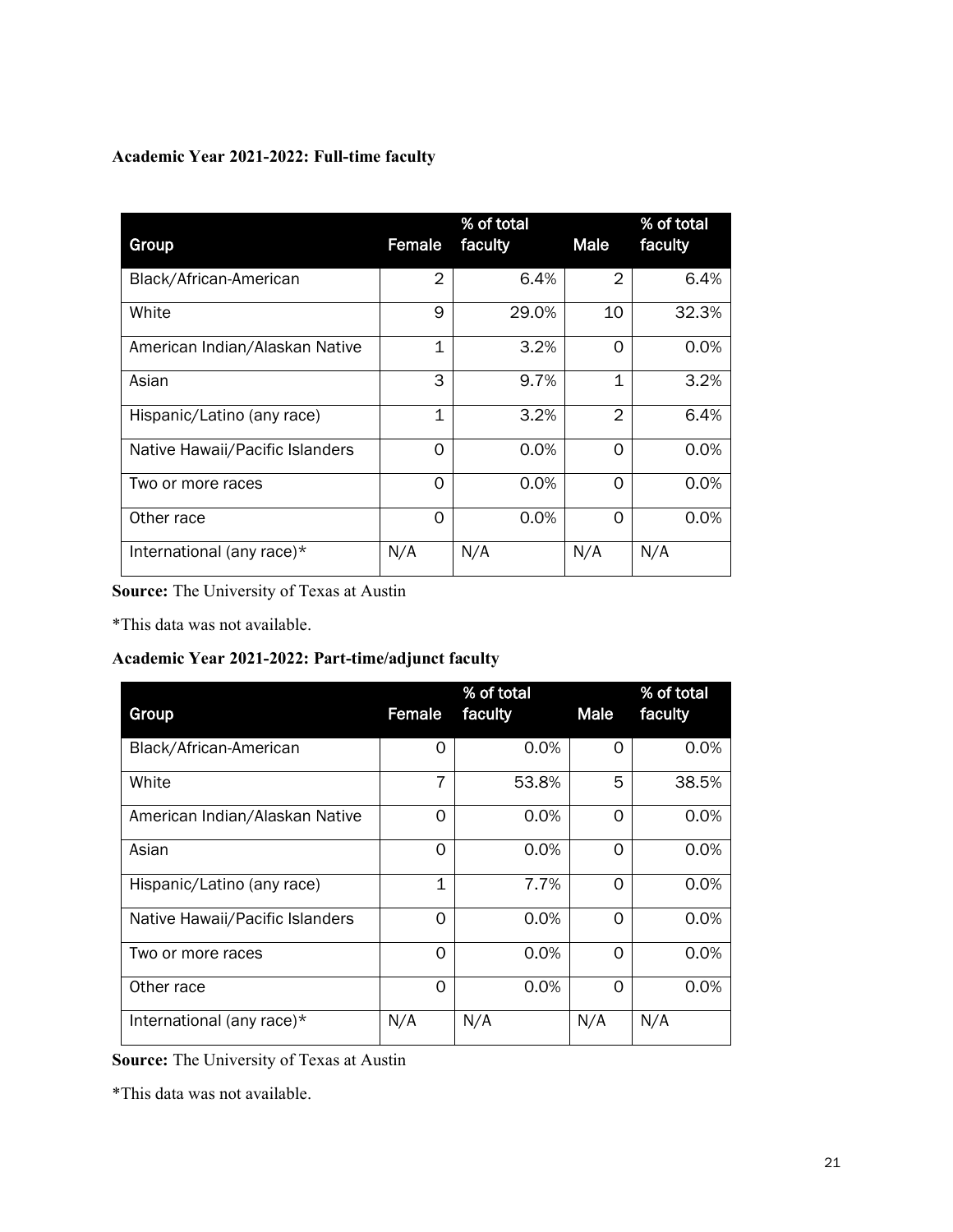**Academic Year 2021-2022: Full-time faculty**

| Group | Female | % of total faculty | Male | % of total faculty |
|---|---|---|---|---|
| Black/African-American | 2 | 6.4% | 2 | 6.4% |
| White | 9 | 29.0% | 10 | 32.3% |
| American Indian/Alaskan Native | 1 | 3.2% | 0 | 0.0% |
| Asian | 3 | 9.7% | 1 | 3.2% |
| Hispanic/Latino (any race) | 1 | 3.2% | 2 | 6.4% |
| Native Hawaii/Pacific Islanders | 0 | 0.0% | 0 | 0.0% |
| Two or more races | 0 | 0.0% | 0 | 0.0% |
| Other race | 0 | 0.0% | 0 | 0.0% |
| International (any race)* | N/A | N/A | N/A | N/A |

**Source:** The University of Texas at Austin

*This data was not available.

**Academic Year 2021-2022: Part-time/adjunct faculty**

| Group | Female | % of total faculty | Male | % of total faculty |
|---|---|---|---|---|
| Black/African-American | 0 | 0.0% | 0 | 0.0% |
| White | 7 | 53.8% | 5 | 38.5% |
| American Indian/Alaskan Native | 0 | 0.0% | 0 | 0.0% |
| Asian | 0 | 0.0% | 0 | 0.0% |
| Hispanic/Latino (any race) | 1 | 7.7% | 0 | 0.0% |
| Native Hawaii/Pacific Islanders | 0 | 0.0% | 0 | 0.0% |
| Two or more races | 0 | 0.0% | 0 | 0.0% |
| Other race | 0 | 0.0% | 0 | 0.0% |
| International (any race)* | N/A | N/A | N/A | N/A |

**Source:** The University of Texas at Austin

*This data was not available.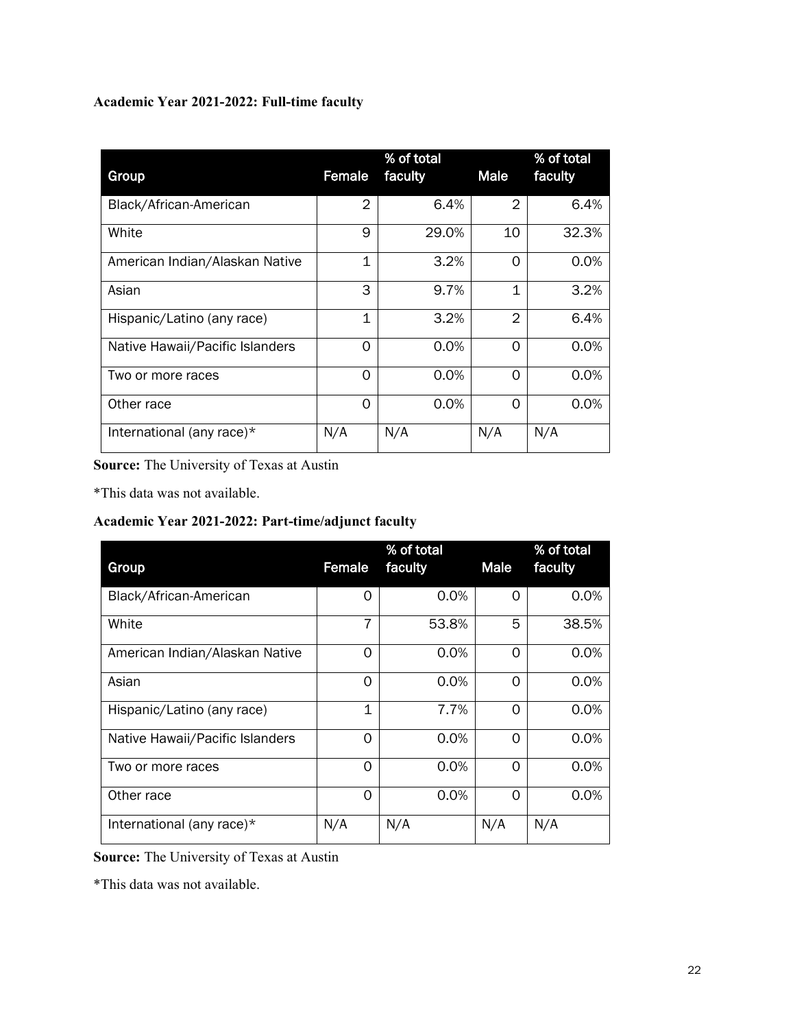**Academic Year 2021-2022: Full-time faculty**

| Group | Female | % of total faculty | Male | % of total faculty |
|---|---|---|---|---|
| Black/African-American | 2 | 6.4% | 2 | 6.4% |
| White | 9 | 29.0% | 10 | 32.3% |
| American Indian/Alaskan Native | 1 | 3.2% | 0 | 0.0% |
| Asian | 3 | 9.7% | 1 | 3.2% |
| Hispanic/Latino (any race) | 1 | 3.2% | 2 | 6.4% |
| Native Hawaii/Pacific Islanders | 0 | 0.0% | 0 | 0.0% |
| Two or more races | 0 | 0.0% | 0 | 0.0% |
| Other race | 0 | 0.0% | 0 | 0.0% |
| International (any race)* | N/A | N/A | N/A | N/A |

**Source:** The University of Texas at Austin

*This data was not available.

**Academic Year 2021-2022: Part-time/adjunct faculty**

| Group | Female | % of total faculty | Male | % of total faculty |
|---|---|---|---|---|
| Black/African-American | 0 | 0.0% | 0 | 0.0% |
| White | 7 | 53.8% | 5 | 38.5% |
| American Indian/Alaskan Native | 0 | 0.0% | 0 | 0.0% |
| Asian | 0 | 0.0% | 0 | 0.0% |
| Hispanic/Latino (any race) | 1 | 7.7% | 0 | 0.0% |
| Native Hawaii/Pacific Islanders | 0 | 0.0% | 0 | 0.0% |
| Two or more races | 0 | 0.0% | 0 | 0.0% |
| Other race | 0 | 0.0% | 0 | 0.0% |
| International (any race)* | N/A | N/A | N/A | N/A |

**Source:** The University of Texas at Austin

*This data was not available.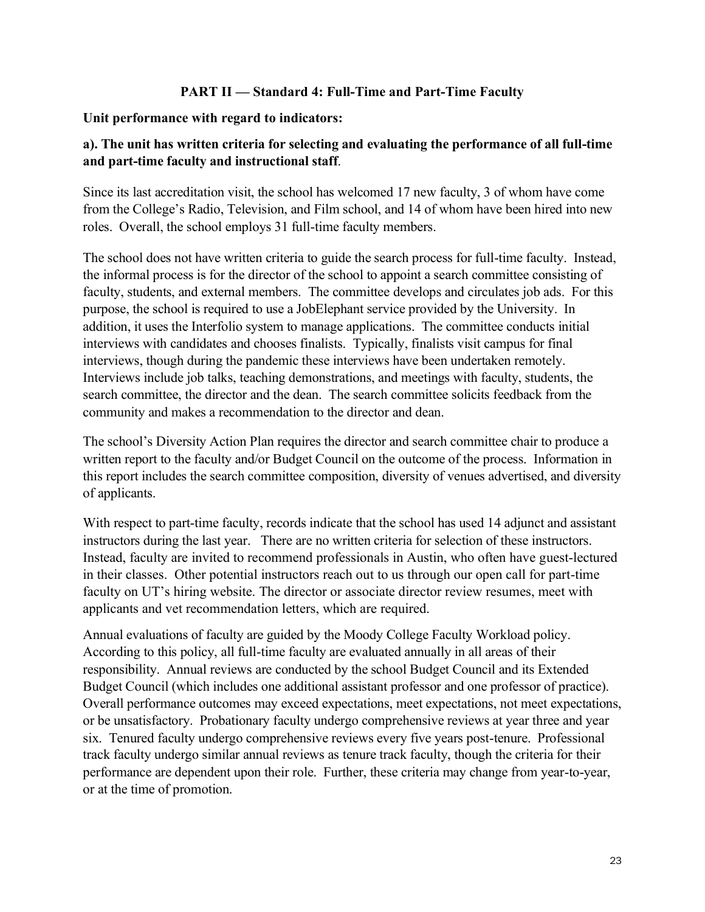## PART II — Standard 4: Full-Time and Part-Time Faculty

**Unit performance with regard to indicators:**

**a). The unit has written criteria for selecting and evaluating the performance of all full-time and part-time faculty and instructional staff**.

Since its last accreditation visit, the school has welcomed 17 new faculty, 3 of whom have come from the College's Radio, Television, and Film school, and 14 of whom have been hired into new roles. Overall, the school employs 31 full-time faculty members.

The school does not have written criteria to guide the search process for full-time faculty. Instead, the informal process is for the director of the school to appoint a search committee consisting of faculty, students, and external members. The committee develops and circulates job ads. For this purpose, the school is required to use a JobElephant service provided by the University. In addition, it uses the Interfolio system to manage applications. The committee conducts initial interviews with candidates and chooses finalists. Typically, finalists visit campus for final interviews, though during the pandemic these interviews have been undertaken remotely. Interviews include job talks, teaching demonstrations, and meetings with faculty, students, the search committee, the director and the dean. The search committee solicits feedback from the community and makes a recommendation to the director and dean.

The school's Diversity Action Plan requires the director and search committee chair to produce a written report to the faculty and/or Budget Council on the outcome of the process. Information in this report includes the search committee composition, diversity of venues advertised, and diversity of applicants.

With respect to part-time faculty, records indicate that the school has used 14 adjunct and assistant instructors during the last year. There are no written criteria for selection of these instructors. Instead, faculty are invited to recommend professionals in Austin, who often have guest-lectured in their classes. Other potential instructors reach out to us through our open call for part-time faculty on UT's hiring website. The director or associate director review resumes, meet with applicants and vet recommendation letters, which are required.

Annual evaluations of faculty are guided by the Moody College Faculty Workload policy. According to this policy, all full-time faculty are evaluated annually in all areas of their responsibility. Annual reviews are conducted by the school Budget Council and its Extended Budget Council (which includes one additional assistant professor and one professor of practice). Overall performance outcomes may exceed expectations, meet expectations, not meet expectations, or be unsatisfactory. Probationary faculty undergo comprehensive reviews at year three and year six. Tenured faculty undergo comprehensive reviews every five years post-tenure. Professional track faculty undergo similar annual reviews as tenure track faculty, though the criteria for their performance are dependent upon their role. Further, these criteria may change from year-to-year, or at the time of promotion.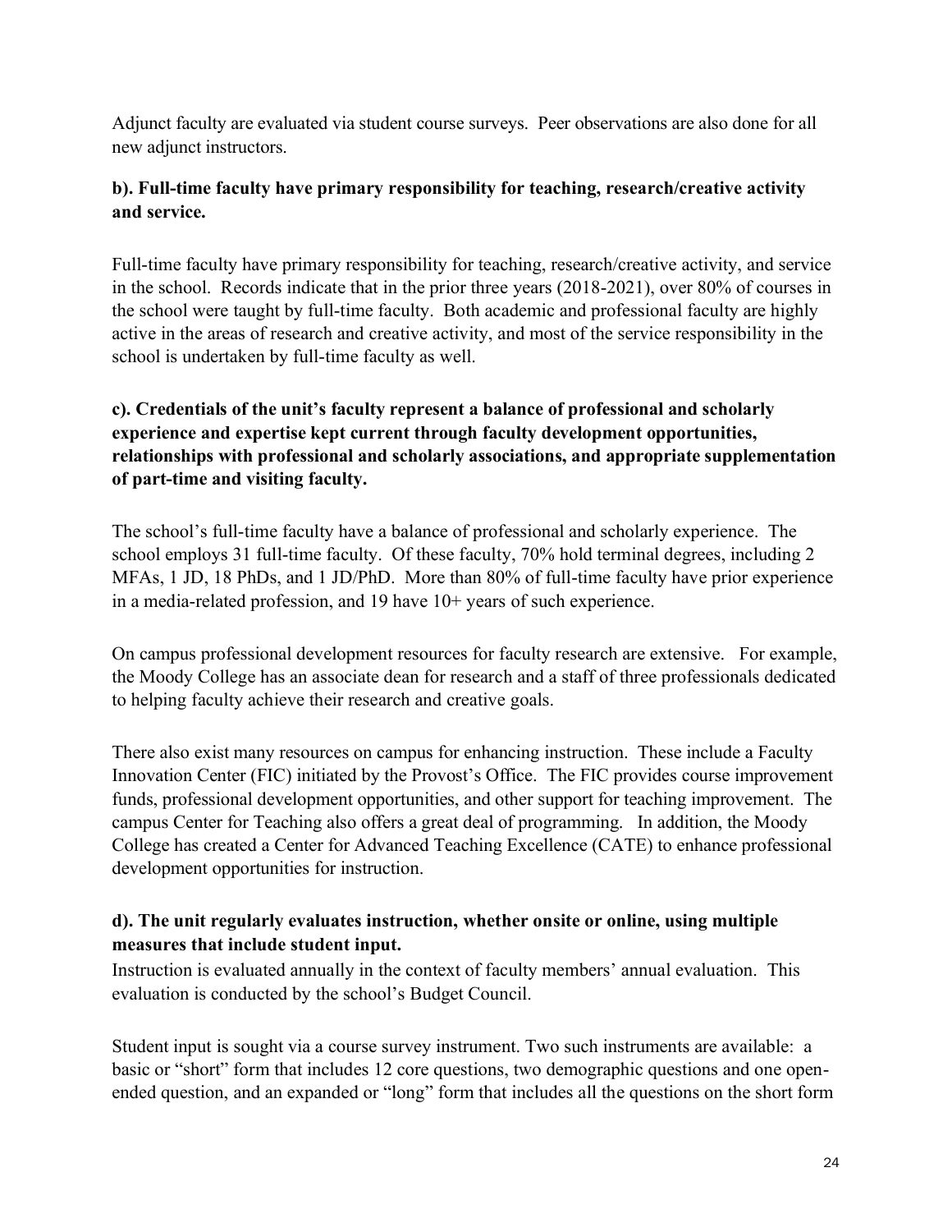Adjunct faculty are evaluated via student course surveys. Peer observations are also done for all new adjunct instructors.

**b). Full-time faculty have primary responsibility for teaching, research/creative activity and service.**

Full-time faculty have primary responsibility for teaching, research/creative activity, and service in the school. Records indicate that in the prior three years (2018-2021), over 80% of courses in the school were taught by full-time faculty. Both academic and professional faculty are highly active in the areas of research and creative activity, and most of the service responsibility in the school is undertaken by full-time faculty as well.

**c). Credentials of the unit's faculty represent a balance of professional and scholarly experience and expertise kept current through faculty development opportunities, relationships with professional and scholarly associations, and appropriate supplementation of part-time and visiting faculty.**

The school's full-time faculty have a balance of professional and scholarly experience. The school employs 31 full-time faculty. Of these faculty, 70% hold terminal degrees, including 2 MFAs, 1 JD, 18 PhDs, and 1 JD/PhD. More than 80% of full-time faculty have prior experience in a media-related profession, and 19 have 10+ years of such experience.

On campus professional development resources for faculty research are extensive. For example, the Moody College has an associate dean for research and a staff of three professionals dedicated to helping faculty achieve their research and creative goals.

There also exist many resources on campus for enhancing instruction. These include a Faculty Innovation Center (FIC) initiated by the Provost's Office. The FIC provides course improvement funds, professional development opportunities, and other support for teaching improvement. The campus Center for Teaching also offers a great deal of programming. In addition, the Moody College has created a Center for Advanced Teaching Excellence (CATE) to enhance professional development opportunities for instruction.

**d). The unit regularly evaluates instruction, whether onsite or online, using multiple measures that include student input.**

Instruction is evaluated annually in the context of faculty members' annual evaluation. This evaluation is conducted by the school's Budget Council.

Student input is sought via a course survey instrument. Two such instruments are available: a basic or "short" form that includes 12 core questions, two demographic questions and one open-ended question, and an expanded or "long" form that includes all the questions on the short form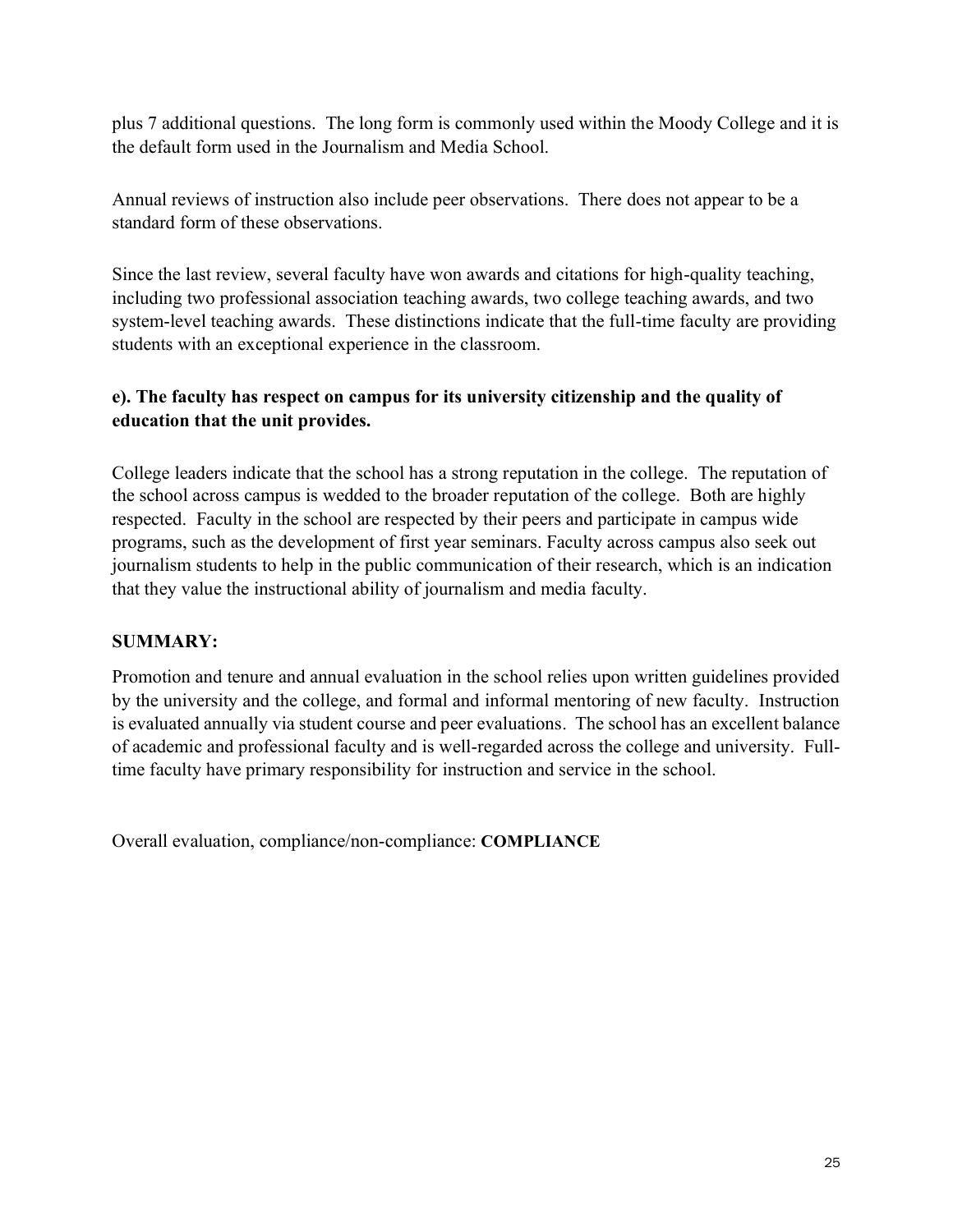plus 7 additional questions. The long form is commonly used within the Moody College and it is the default form used in the Journalism and Media School.

Annual reviews of instruction also include peer observations. There does not appear to be a standard form of these observations.

Since the last review, several faculty have won awards and citations for high-quality teaching, including two professional association teaching awards, two college teaching awards, and two system-level teaching awards. These distinctions indicate that the full-time faculty are providing students with an exceptional experience in the classroom.

**e). The faculty has respect on campus for its university citizenship and the quality of education that the unit provides.**

College leaders indicate that the school has a strong reputation in the college. The reputation of the school across campus is wedded to the broader reputation of the college. Both are highly respected. Faculty in the school are respected by their peers and participate in campus wide programs, such as the development of first year seminars. Faculty across campus also seek out journalism students to help in the public communication of their research, which is an indication that they value the instructional ability of journalism and media faculty.

**SUMMARY:**

Promotion and tenure and annual evaluation in the school relies upon written guidelines provided by the university and the college, and formal and informal mentoring of new faculty. Instruction is evaluated annually via student course and peer evaluations. The school has an excellent balance of academic and professional faculty and is well-regarded across the college and university. Full-time faculty have primary responsibility for instruction and service in the school.

Overall evaluation, compliance/non-compliance: **COMPLIANCE**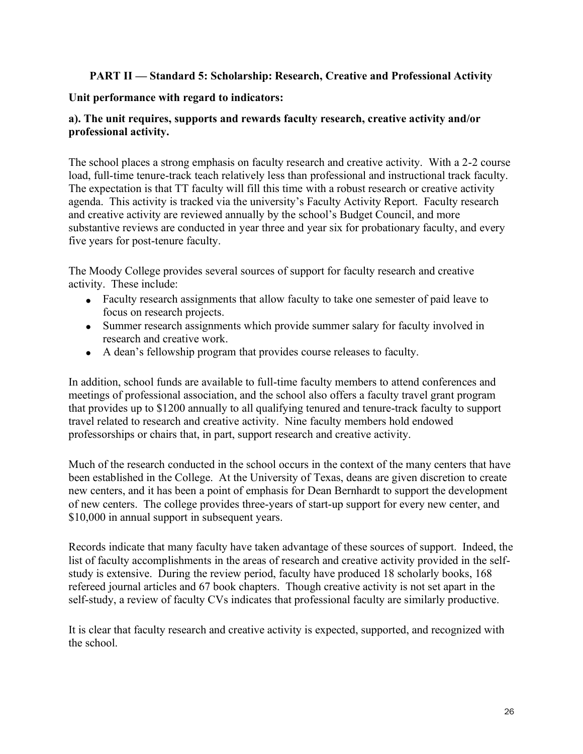## PART II — Standard 5: Scholarship: Research, Creative and Professional Activity

**Unit performance with regard to indicators:**

**a). The unit requires, supports and rewards faculty research, creative activity and/or professional activity.**

The school places a strong emphasis on faculty research and creative activity. With a 2-2 course load, full-time tenure-track teach relatively less than professional and instructional track faculty. The expectation is that TT faculty will fill this time with a robust research or creative activity agenda. This activity is tracked via the university's Faculty Activity Report. Faculty research and creative activity are reviewed annually by the school's Budget Council, and more substantive reviews are conducted in year three and year six for probationary faculty, and every five years for post-tenure faculty.

The Moody College provides several sources of support for faculty research and creative activity. These include:

- Faculty research assignments that allow faculty to take one semester of paid leave to focus on research projects.
- Summer research assignments which provide summer salary for faculty involved in research and creative work.
- A dean's fellowship program that provides course releases to faculty.

In addition, school funds are available to full-time faculty members to attend conferences and meetings of professional association, and the school also offers a faculty travel grant program that provides up to $1200 annually to all qualifying tenured and tenure-track faculty to support travel related to research and creative activity. Nine faculty members hold endowed professorships or chairs that, in part, support research and creative activity.

Much of the research conducted in the school occurs in the context of the many centers that have been established in the College. At the University of Texas, deans are given discretion to create new centers, and it has been a point of emphasis for Dean Bernhardt to support the development of new centers. The college provides three-years of start-up support for every new center, and $10,000 in annual support in subsequent years.

Records indicate that many faculty have taken advantage of these sources of support. Indeed, the list of faculty accomplishments in the areas of research and creative activity provided in the self-study is extensive. During the review period, faculty have produced 18 scholarly books, 168 refereed journal articles and 67 book chapters. Though creative activity is not set apart in the self-study, a review of faculty CVs indicates that professional faculty are similarly productive.

It is clear that faculty research and creative activity is expected, supported, and recognized with the school.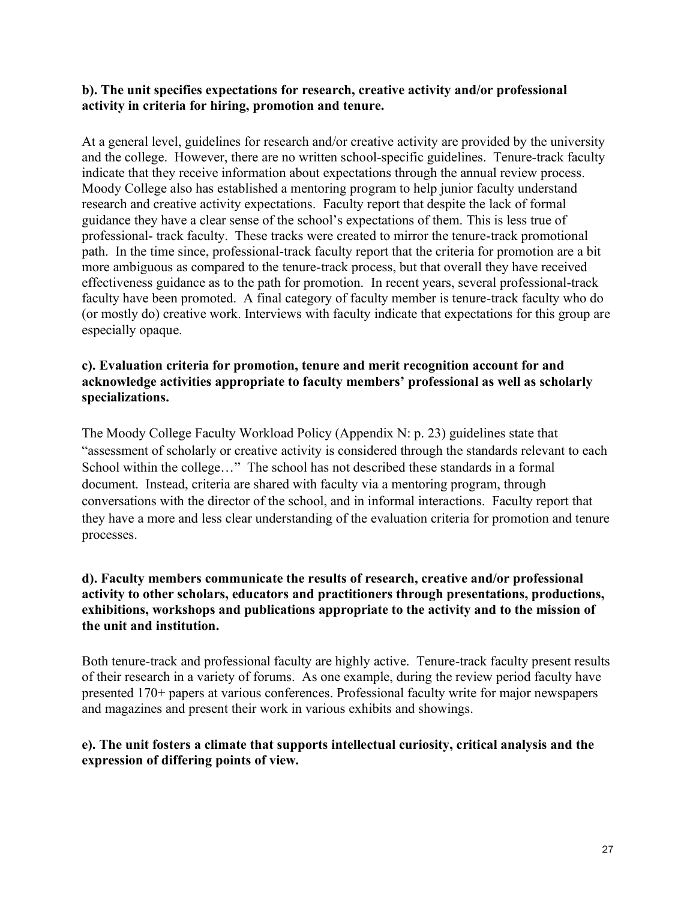**b). The unit specifies expectations for research, creative activity and/or professional activity in criteria for hiring, promotion and tenure.**

At a general level, guidelines for research and/or creative activity are provided by the university and the college. However, there are no written school-specific guidelines. Tenure-track faculty indicate that they receive information about expectations through the annual review process. Moody College also has established a mentoring program to help junior faculty understand research and creative activity expectations. Faculty report that despite the lack of formal guidance they have a clear sense of the school's expectations of them. This is less true of professional- track faculty. These tracks were created to mirror the tenure-track promotional path. In the time since, professional-track faculty report that the criteria for promotion are a bit more ambiguous as compared to the tenure-track process, but that overall they have received effectiveness guidance as to the path for promotion. In recent years, several professional-track faculty have been promoted. A final category of faculty member is tenure-track faculty who do (or mostly do) creative work. Interviews with faculty indicate that expectations for this group are especially opaque.

**c). Evaluation criteria for promotion, tenure and merit recognition account for and acknowledge activities appropriate to faculty members' professional as well as scholarly specializations.**

The Moody College Faculty Workload Policy (Appendix N: p. 23) guidelines state that "assessment of scholarly or creative activity is considered through the standards relevant to each School within the college…" The school has not described these standards in a formal document. Instead, criteria are shared with faculty via a mentoring program, through conversations with the director of the school, and in informal interactions. Faculty report that they have a more and less clear understanding of the evaluation criteria for promotion and tenure processes.

**d). Faculty members communicate the results of research, creative and/or professional activity to other scholars, educators and practitioners through presentations, productions, exhibitions, workshops and publications appropriate to the activity and to the mission of the unit and institution.**

Both tenure-track and professional faculty are highly active. Tenure-track faculty present results of their research in a variety of forums. As one example, during the review period faculty have presented 170+ papers at various conferences. Professional faculty write for major newspapers and magazines and present their work in various exhibits and showings.

**e). The unit fosters a climate that supports intellectual curiosity, critical analysis and the expression of differing points of view.**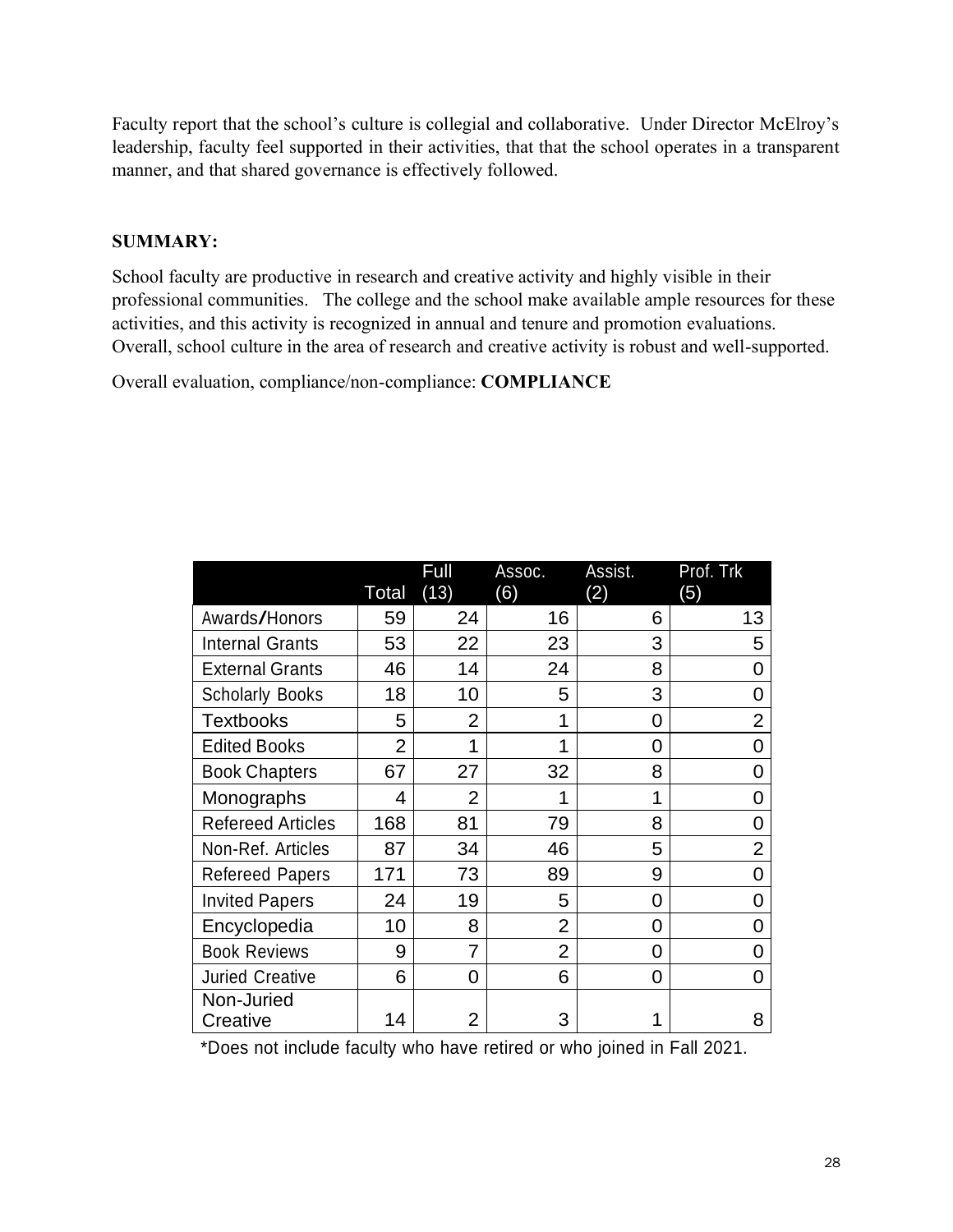Faculty report that the school's culture is collegial and collaborative. Under Director McElroy's leadership, faculty feel supported in their activities, that that the school operates in a transparent manner, and that shared governance is effectively followed.

**SUMMARY:**

School faculty are productive in research and creative activity and highly visible in their professional communities. The college and the school make available ample resources for these activities, and this activity is recognized in annual and tenure and promotion evaluations. Overall, school culture in the area of research and creative activity is robust and well-supported.

Overall evaluation, compliance/non-compliance: **COMPLIANCE**

| | Total | Full (13) | Assoc. (6) | Assist. (2) | Prof. Trk (5) |
|---|---|---|---|---|---|
| Awards/Honors | 59 | 24 | 16 | 6 | 13 |
| Internal Grants | 53 | 22 | 23 | 3 | 5 |
| External Grants | 46 | 14 | 24 | 8 | 0 |
| Scholarly Books | 18 | 10 | 5 | 3 | 0 |
| Textbooks | 5 | 2 | 1 | 0 | 2 |
| Edited Books | 2 | 1 | 1 | 0 | 0 |
| Book Chapters | 67 | 27 | 32 | 8 | 0 |
| Monographs | 4 | 2 | 1 | 1 | 0 |
| Refereed Articles | 168 | 81 | 79 | 8 | 0 |
| Non-Ref. Articles | 87 | 34 | 46 | 5 | 2 |
| Refereed Papers | 171 | 73 | 89 | 9 | 0 |
| Invited Papers | 24 | 19 | 5 | 0 | 0 |
| Encyclopedia | 10 | 8 | 2 | 0 | 0 |
| Book Reviews | 9 | 7 | 2 | 0 | 0 |
| Juried Creative | 6 | 0 | 6 | 0 | 0 |
| Non-Juried Creative | 14 | 2 | 3 | 1 | 8 |

*Does not include faculty who have retired or who joined in Fall 2021.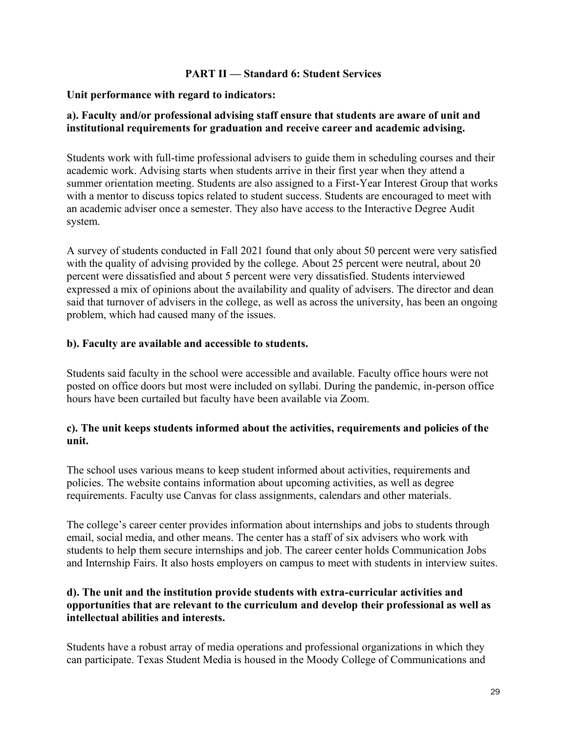## PART II — Standard 6: Student Services

**Unit performance with regard to indicators:**

**a). Faculty and/or professional advising staff ensure that students are aware of unit and institutional requirements for graduation and receive career and academic advising.**

Students work with full-time professional advisers to guide them in scheduling courses and their academic work. Advising starts when students arrive in their first year when they attend a summer orientation meeting. Students are also assigned to a First-Year Interest Group that works with a mentor to discuss topics related to student success. Students are encouraged to meet with an academic adviser once a semester. They also have access to the Interactive Degree Audit system.

A survey of students conducted in Fall 2021 found that only about 50 percent were very satisfied with the quality of advising provided by the college. About 25 percent were neutral, about 20 percent were dissatisfied and about 5 percent were very dissatisfied. Students interviewed expressed a mix of opinions about the availability and quality of advisers. The director and dean said that turnover of advisers in the college, as well as across the university, has been an ongoing problem, which had caused many of the issues.

**b). Faculty are available and accessible to students.**

Students said faculty in the school were accessible and available. Faculty office hours were not posted on office doors but most were included on syllabi. During the pandemic, in-person office hours have been curtailed but faculty have been available via Zoom.

**c). The unit keeps students informed about the activities, requirements and policies of the unit.**

The school uses various means to keep student informed about activities, requirements and policies. The website contains information about upcoming activities, as well as degree requirements. Faculty use Canvas for class assignments, calendars and other materials.

The college's career center provides information about internships and jobs to students through email, social media, and other means. The center has a staff of six advisers who work with students to help them secure internships and job. The career center holds Communication Jobs and Internship Fairs. It also hosts employers on campus to meet with students in interview suites.

**d). The unit and the institution provide students with extra-curricular activities and opportunities that are relevant to the curriculum and develop their professional as well as intellectual abilities and interests.**

Students have a robust array of media operations and professional organizations in which they can participate. Texas Student Media is housed in the Moody College of Communications and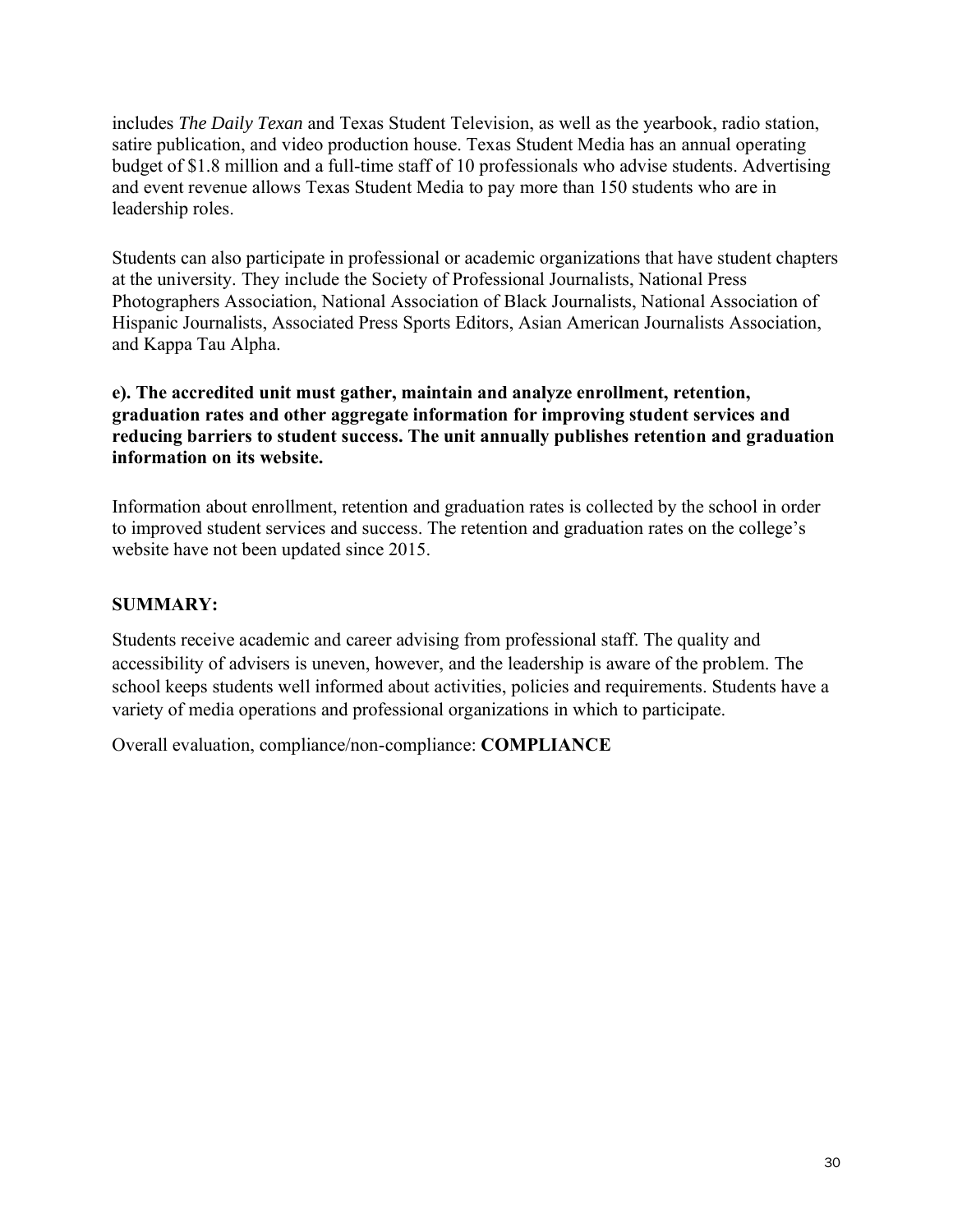includes *The Daily Texan* and Texas Student Television, as well as the yearbook, radio station, satire publication, and video production house. Texas Student Media has an annual operating budget of $1.8 million and a full-time staff of 10 professionals who advise students. Advertising and event revenue allows Texas Student Media to pay more than 150 students who are in leadership roles.

Students can also participate in professional or academic organizations that have student chapters at the university. They include the Society of Professional Journalists, National Press Photographers Association, National Association of Black Journalists, National Association of Hispanic Journalists, Associated Press Sports Editors, Asian American Journalists Association, and Kappa Tau Alpha.

**e). The accredited unit must gather, maintain and analyze enrollment, retention, graduation rates and other aggregate information for improving student services and reducing barriers to student success. The unit annually publishes retention and graduation information on its website.**

Information about enrollment, retention and graduation rates is collected by the school in order to improved student services and success. The retention and graduation rates on the college's website have not been updated since 2015.

**SUMMARY:**

Students receive academic and career advising from professional staff. The quality and accessibility of advisers is uneven, however, and the leadership is aware of the problem. The school keeps students well informed about activities, policies and requirements. Students have a variety of media operations and professional organizations in which to participate.

Overall evaluation, compliance/non-compliance: **COMPLIANCE**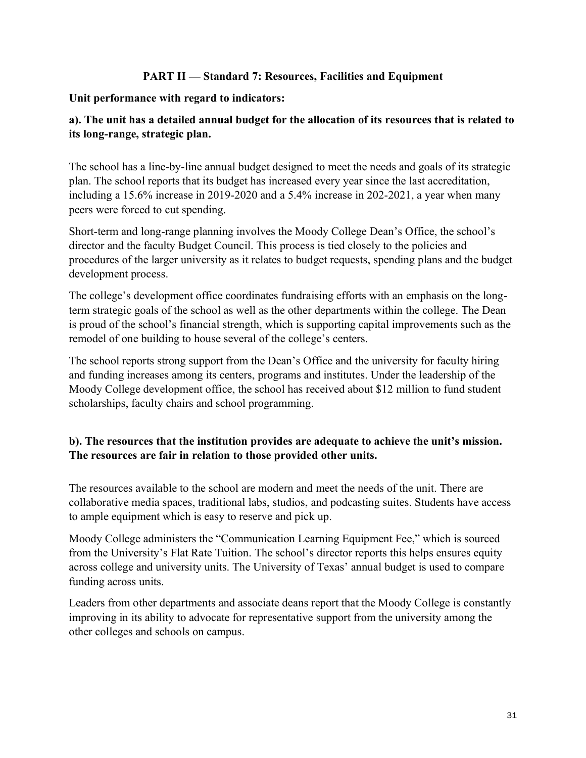## PART II — Standard 7: Resources, Facilities and Equipment

**Unit performance with regard to indicators:**

**a). The unit has a detailed annual budget for the allocation of its resources that is related to its long-range, strategic plan.**

The school has a line-by-line annual budget designed to meet the needs and goals of its strategic plan. The school reports that its budget has increased every year since the last accreditation, including a 15.6% increase in 2019-2020 and a 5.4% increase in 202-2021, a year when many peers were forced to cut spending.

Short-term and long-range planning involves the Moody College Dean's Office, the school's director and the faculty Budget Council. This process is tied closely to the policies and procedures of the larger university as it relates to budget requests, spending plans and the budget development process.

The college's development office coordinates fundraising efforts with an emphasis on the long-term strategic goals of the school as well as the other departments within the college. The Dean is proud of the school's financial strength, which is supporting capital improvements such as the remodel of one building to house several of the college's centers.

The school reports strong support from the Dean's Office and the university for faculty hiring and funding increases among its centers, programs and institutes. Under the leadership of the Moody College development office, the school has received about $12 million to fund student scholarships, faculty chairs and school programming.

**b). The resources that the institution provides are adequate to achieve the unit's mission. The resources are fair in relation to those provided other units.**

The resources available to the school are modern and meet the needs of the unit. There are collaborative media spaces, traditional labs, studios, and podcasting suites. Students have access to ample equipment which is easy to reserve and pick up.

Moody College administers the "Communication Learning Equipment Fee," which is sourced from the University's Flat Rate Tuition. The school's director reports this helps ensures equity across college and university units. The University of Texas' annual budget is used to compare funding across units.

Leaders from other departments and associate deans report that the Moody College is constantly improving in its ability to advocate for representative support from the university among the other colleges and schools on campus.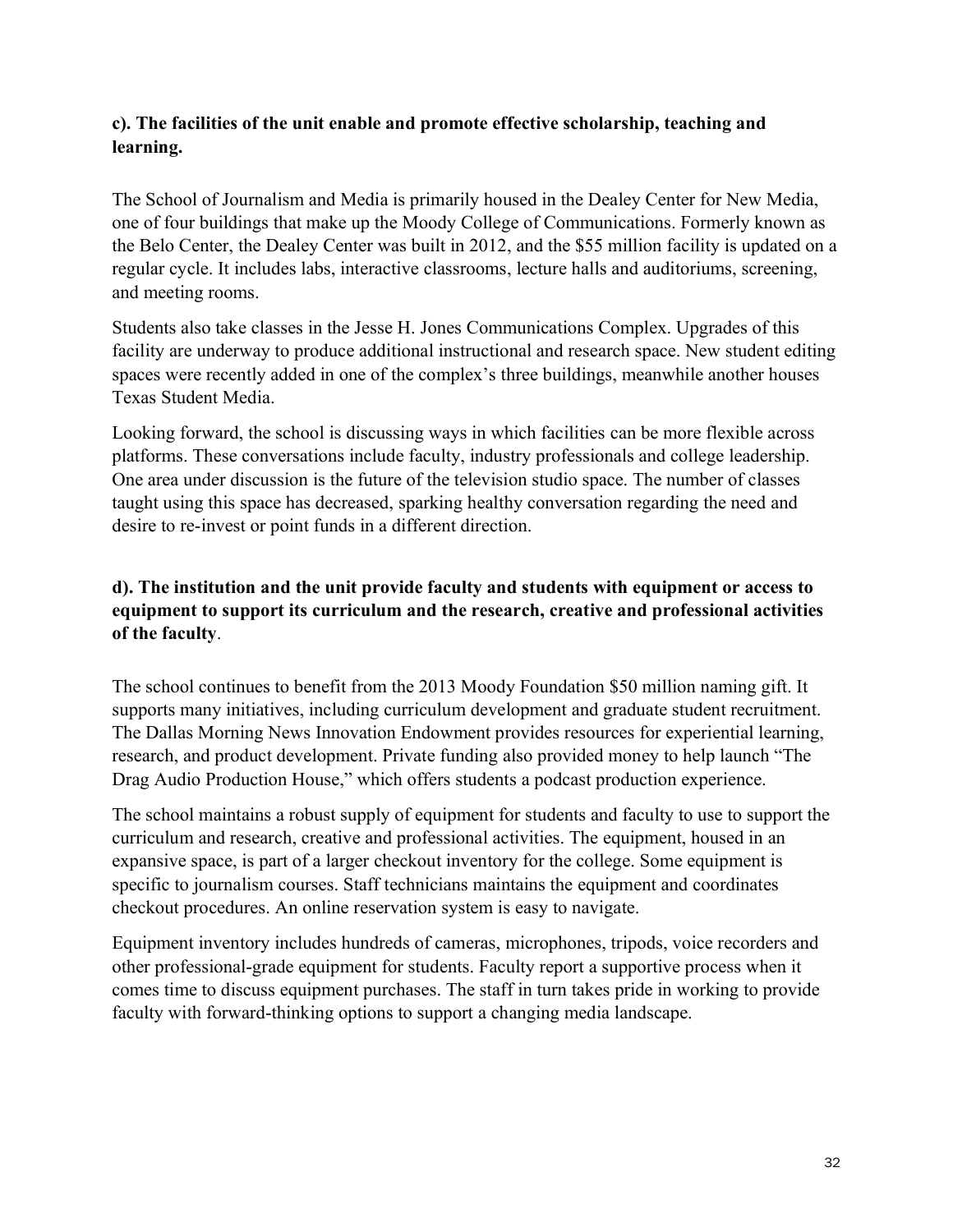**c). The facilities of the unit enable and promote effective scholarship, teaching and learning.**

The School of Journalism and Media is primarily housed in the Dealey Center for New Media, one of four buildings that make up the Moody College of Communications. Formerly known as the Belo Center, the Dealey Center was built in 2012, and the $55 million facility is updated on a regular cycle. It includes labs, interactive classrooms, lecture halls and auditoriums, screening, and meeting rooms.

Students also take classes in the Jesse H. Jones Communications Complex. Upgrades of this facility are underway to produce additional instructional and research space. New student editing spaces were recently added in one of the complex's three buildings, meanwhile another houses Texas Student Media.

Looking forward, the school is discussing ways in which facilities can be more flexible across platforms. These conversations include faculty, industry professionals and college leadership. One area under discussion is the future of the television studio space. The number of classes taught using this space has decreased, sparking healthy conversation regarding the need and desire to re-invest or point funds in a different direction.

**d). The institution and the unit provide faculty and students with equipment or access to equipment to support its curriculum and the research, creative and professional activities of the faculty.**

The school continues to benefit from the 2013 Moody Foundation $50 million naming gift. It supports many initiatives, including curriculum development and graduate student recruitment. The Dallas Morning News Innovation Endowment provides resources for experiential learning, research, and product development. Private funding also provided money to help launch "The Drag Audio Production House," which offers students a podcast production experience.

The school maintains a robust supply of equipment for students and faculty to use to support the curriculum and research, creative and professional activities. The equipment, housed in an expansive space, is part of a larger checkout inventory for the college. Some equipment is specific to journalism courses. Staff technicians maintains the equipment and coordinates checkout procedures. An online reservation system is easy to navigate.

Equipment inventory includes hundreds of cameras, microphones, tripods, voice recorders and other professional-grade equipment for students. Faculty report a supportive process when it comes time to discuss equipment purchases. The staff in turn takes pride in working to provide faculty with forward-thinking options to support a changing media landscape.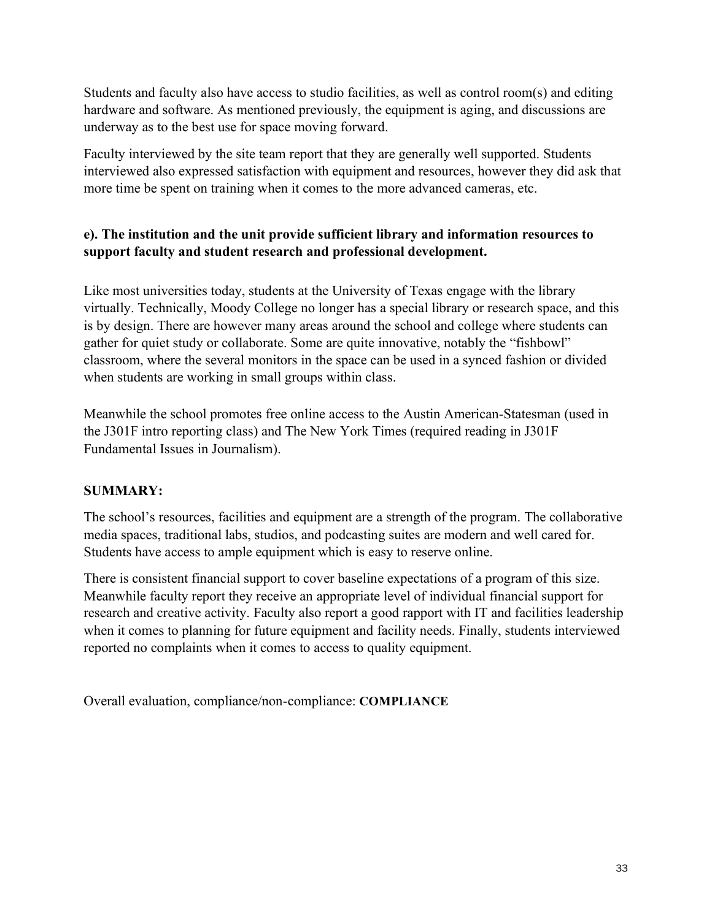Students and faculty also have access to studio facilities, as well as control room(s) and editing hardware and software. As mentioned previously, the equipment is aging, and discussions are underway as to the best use for space moving forward.

Faculty interviewed by the site team report that they are generally well supported. Students interviewed also expressed satisfaction with equipment and resources, however they did ask that more time be spent on training when it comes to the more advanced cameras, etc.

**e). The institution and the unit provide sufficient library and information resources to support faculty and student research and professional development.**

Like most universities today, students at the University of Texas engage with the library virtually. Technically, Moody College no longer has a special library or research space, and this is by design. There are however many areas around the school and college where students can gather for quiet study or collaborate. Some are quite innovative, notably the "fishbowl" classroom, where the several monitors in the space can be used in a synced fashion or divided when students are working in small groups within class.

Meanwhile the school promotes free online access to the Austin American-Statesman (used in the J301F intro reporting class) and The New York Times (required reading in J301F Fundamental Issues in Journalism).

**SUMMARY:**

The school's resources, facilities and equipment are a strength of the program. The collaborative media spaces, traditional labs, studios, and podcasting suites are modern and well cared for. Students have access to ample equipment which is easy to reserve online.

There is consistent financial support to cover baseline expectations of a program of this size. Meanwhile faculty report they receive an appropriate level of individual financial support for research and creative activity. Faculty also report a good rapport with IT and facilities leadership when it comes to planning for future equipment and facility needs. Finally, students interviewed reported no complaints when it comes to access to quality equipment.

Overall evaluation, compliance/non-compliance: **COMPLIANCE**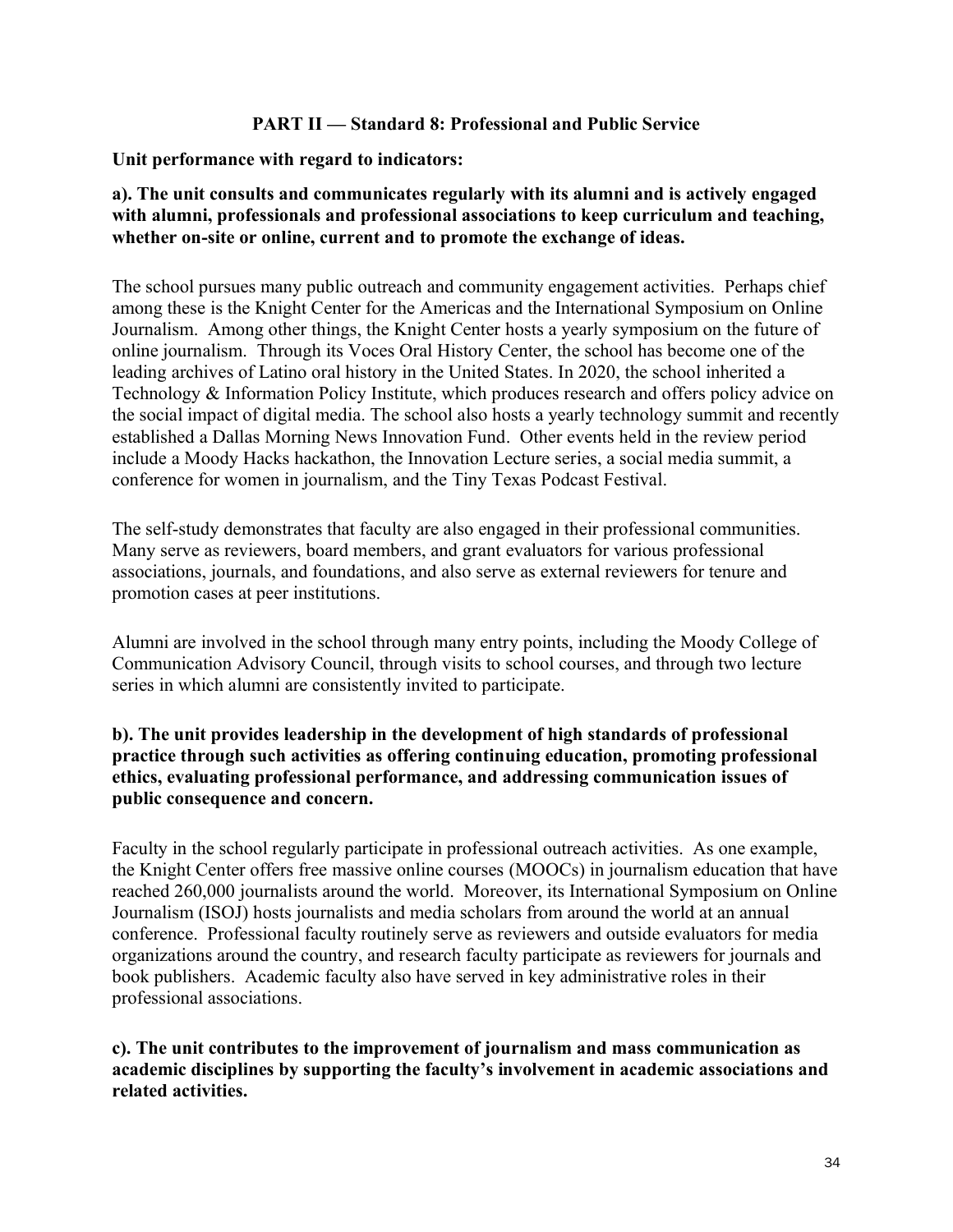## PART II — Standard 8: Professional and Public Service

**Unit performance with regard to indicators:**

**a). The unit consults and communicates regularly with its alumni and is actively engaged with alumni, professionals and professional associations to keep curriculum and teaching, whether on-site or online, current and to promote the exchange of ideas.**

The school pursues many public outreach and community engagement activities. Perhaps chief among these is the Knight Center for the Americas and the International Symposium on Online Journalism. Among other things, the Knight Center hosts a yearly symposium on the future of online journalism. Through its Voces Oral History Center, the school has become one of the leading archives of Latino oral history in the United States. In 2020, the school inherited a Technology & Information Policy Institute, which produces research and offers policy advice on the social impact of digital media. The school also hosts a yearly technology summit and recently established a Dallas Morning News Innovation Fund. Other events held in the review period include a Moody Hacks hackathon, the Innovation Lecture series, a social media summit, a conference for women in journalism, and the Tiny Texas Podcast Festival.

The self-study demonstrates that faculty are also engaged in their professional communities. Many serve as reviewers, board members, and grant evaluators for various professional associations, journals, and foundations, and also serve as external reviewers for tenure and promotion cases at peer institutions.

Alumni are involved in the school through many entry points, including the Moody College of Communication Advisory Council, through visits to school courses, and through two lecture series in which alumni are consistently invited to participate.

**b). The unit provides leadership in the development of high standards of professional practice through such activities as offering continuing education, promoting professional ethics, evaluating professional performance, and addressing communication issues of public consequence and concern.**

Faculty in the school regularly participate in professional outreach activities. As one example, the Knight Center offers free massive online courses (MOOCs) in journalism education that have reached 260,000 journalists around the world. Moreover, its International Symposium on Online Journalism (ISOJ) hosts journalists and media scholars from around the world at an annual conference. Professional faculty routinely serve as reviewers and outside evaluators for media organizations around the country, and research faculty participate as reviewers for journals and book publishers. Academic faculty also have served in key administrative roles in their professional associations.

**c). The unit contributes to the improvement of journalism and mass communication as academic disciplines by supporting the faculty's involvement in academic associations and related activities.**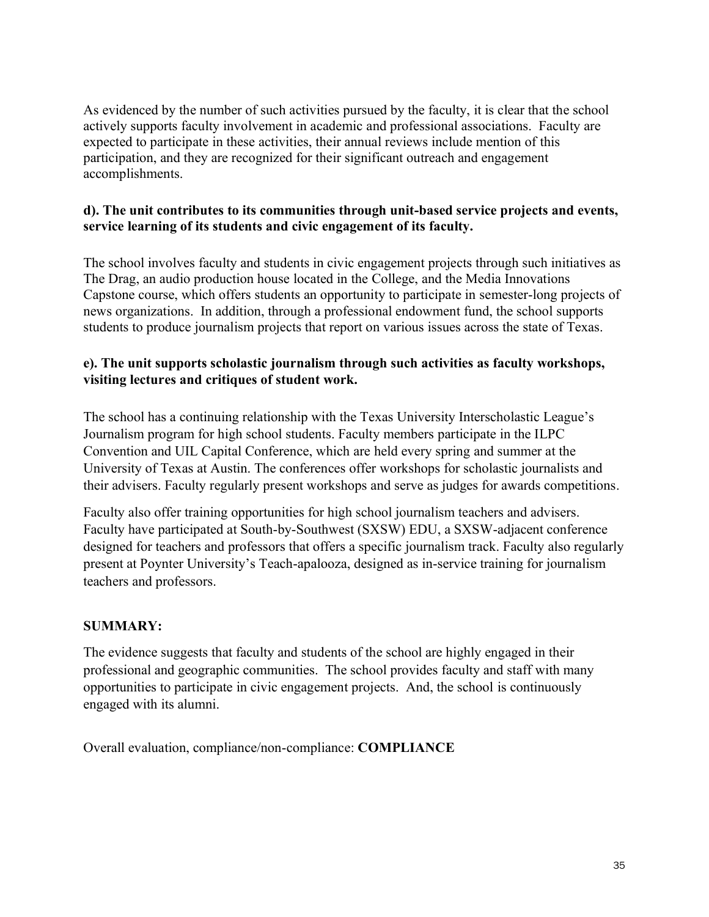As evidenced by the number of such activities pursued by the faculty, it is clear that the school actively supports faculty involvement in academic and professional associations. Faculty are expected to participate in these activities, their annual reviews include mention of this participation, and they are recognized for their significant outreach and engagement accomplishments.

**d). The unit contributes to its communities through unit-based service projects and events, service learning of its students and civic engagement of its faculty.**

The school involves faculty and students in civic engagement projects through such initiatives as The Drag, an audio production house located in the College, and the Media Innovations Capstone course, which offers students an opportunity to participate in semester-long projects of news organizations. In addition, through a professional endowment fund, the school supports students to produce journalism projects that report on various issues across the state of Texas.

**e). The unit supports scholastic journalism through such activities as faculty workshops, visiting lectures and critiques of student work.**

The school has a continuing relationship with the Texas University Interscholastic League's Journalism program for high school students. Faculty members participate in the ILPC Convention and UIL Capital Conference, which are held every spring and summer at the University of Texas at Austin. The conferences offer workshops for scholastic journalists and their advisers. Faculty regularly present workshops and serve as judges for awards competitions.

Faculty also offer training opportunities for high school journalism teachers and advisers. Faculty have participated at South-by-Southwest (SXSW) EDU, a SXSW-adjacent conference designed for teachers and professors that offers a specific journalism track. Faculty also regularly present at Poynter University's Teach-apalooza, designed as in-service training for journalism teachers and professors.

**SUMMARY:**

The evidence suggests that faculty and students of the school are highly engaged in their professional and geographic communities. The school provides faculty and staff with many opportunities to participate in civic engagement projects. And, the school is continuously engaged with its alumni.

Overall evaluation, compliance/non-compliance: **COMPLIANCE**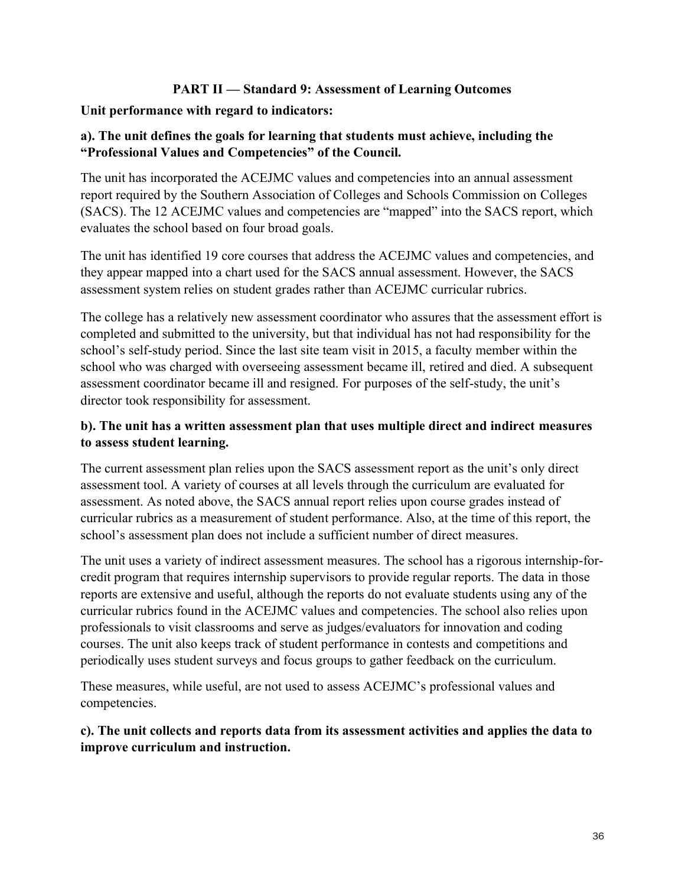## PART II — Standard 9: Assessment of Learning Outcomes

**Unit performance with regard to indicators:**

**a). The unit defines the goals for learning that students must achieve, including the "Professional Values and Competencies" of the Council.**

The unit has incorporated the ACEJMC values and competencies into an annual assessment report required by the Southern Association of Colleges and Schools Commission on Colleges (SACS). The 12 ACEJMC values and competencies are "mapped" into the SACS report, which evaluates the school based on four broad goals.

The unit has identified 19 core courses that address the ACEJMC values and competencies, and they appear mapped into a chart used for the SACS annual assessment. However, the SACS assessment system relies on student grades rather than ACEJMC curricular rubrics.

The college has a relatively new assessment coordinator who assures that the assessment effort is completed and submitted to the university, but that individual has not had responsibility for the school's self-study period. Since the last site team visit in 2015, a faculty member within the school who was charged with overseeing assessment became ill, retired and died. A subsequent assessment coordinator became ill and resigned. For purposes of the self-study, the unit's director took responsibility for assessment.

**b). The unit has a written assessment plan that uses multiple direct and indirect measures to assess student learning.**

The current assessment plan relies upon the SACS assessment report as the unit's only direct assessment tool. A variety of courses at all levels through the curriculum are evaluated for assessment. As noted above, the SACS annual report relies upon course grades instead of curricular rubrics as a measurement of student performance. Also, at the time of this report, the school's assessment plan does not include a sufficient number of direct measures.

The unit uses a variety of indirect assessment measures. The school has a rigorous internship-for-credit program that requires internship supervisors to provide regular reports. The data in those reports are extensive and useful, although the reports do not evaluate students using any of the curricular rubrics found in the ACEJMC values and competencies. The school also relies upon professionals to visit classrooms and serve as judges/evaluators for innovation and coding courses. The unit also keeps track of student performance in contests and competitions and periodically uses student surveys and focus groups to gather feedback on the curriculum.

These measures, while useful, are not used to assess ACEJMC's professional values and competencies.

**c). The unit collects and reports data from its assessment activities and applies the data to improve curriculum and instruction.**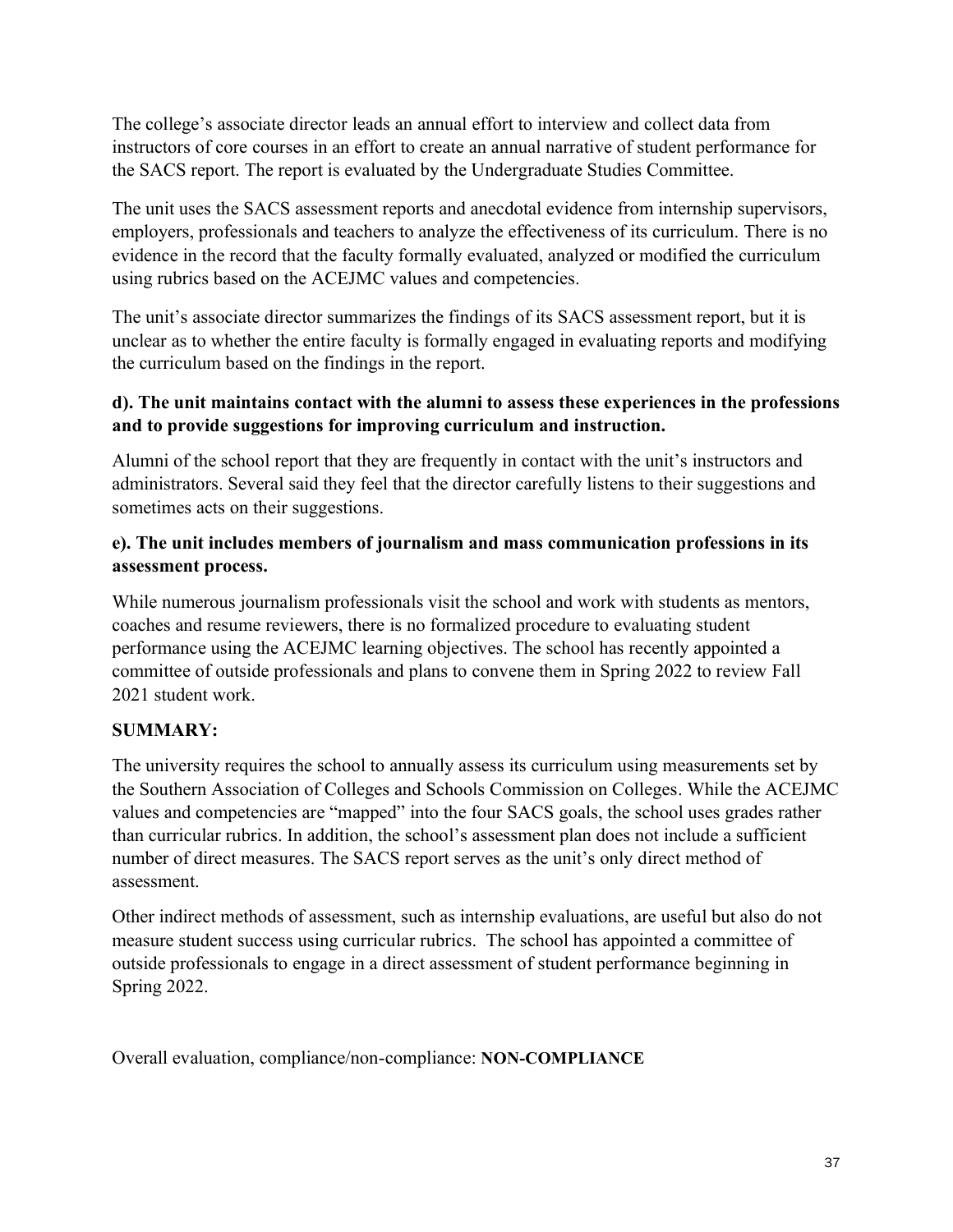The college's associate director leads an annual effort to interview and collect data from instructors of core courses in an effort to create an annual narrative of student performance for the SACS report. The report is evaluated by the Undergraduate Studies Committee.

The unit uses the SACS assessment reports and anecdotal evidence from internship supervisors, employers, professionals and teachers to analyze the effectiveness of its curriculum. There is no evidence in the record that the faculty formally evaluated, analyzed or modified the curriculum using rubrics based on the ACEJMC values and competencies.

The unit's associate director summarizes the findings of its SACS assessment report, but it is unclear as to whether the entire faculty is formally engaged in evaluating reports and modifying the curriculum based on the findings in the report.

**d). The unit maintains contact with the alumni to assess these experiences in the professions and to provide suggestions for improving curriculum and instruction.**

Alumni of the school report that they are frequently in contact with the unit's instructors and administrators. Several said they feel that the director carefully listens to their suggestions and sometimes acts on their suggestions.

**e). The unit includes members of journalism and mass communication professions in its assessment process.**

While numerous journalism professionals visit the school and work with students as mentors, coaches and resume reviewers, there is no formalized procedure to evaluating student performance using the ACEJMC learning objectives. The school has recently appointed a committee of outside professionals and plans to convene them in Spring 2022 to review Fall 2021 student work.

**SUMMARY:**

The university requires the school to annually assess its curriculum using measurements set by the Southern Association of Colleges and Schools Commission on Colleges. While the ACEJMC values and competencies are "mapped" into the four SACS goals, the school uses grades rather than curricular rubrics. In addition, the school's assessment plan does not include a sufficient number of direct measures. The SACS report serves as the unit's only direct method of assessment.

Other indirect methods of assessment, such as internship evaluations, are useful but also do not measure student success using curricular rubrics. The school has appointed a committee of outside professionals to engage in a direct assessment of student performance beginning in Spring 2022.

Overall evaluation, compliance/non-compliance: **NON-COMPLIANCE**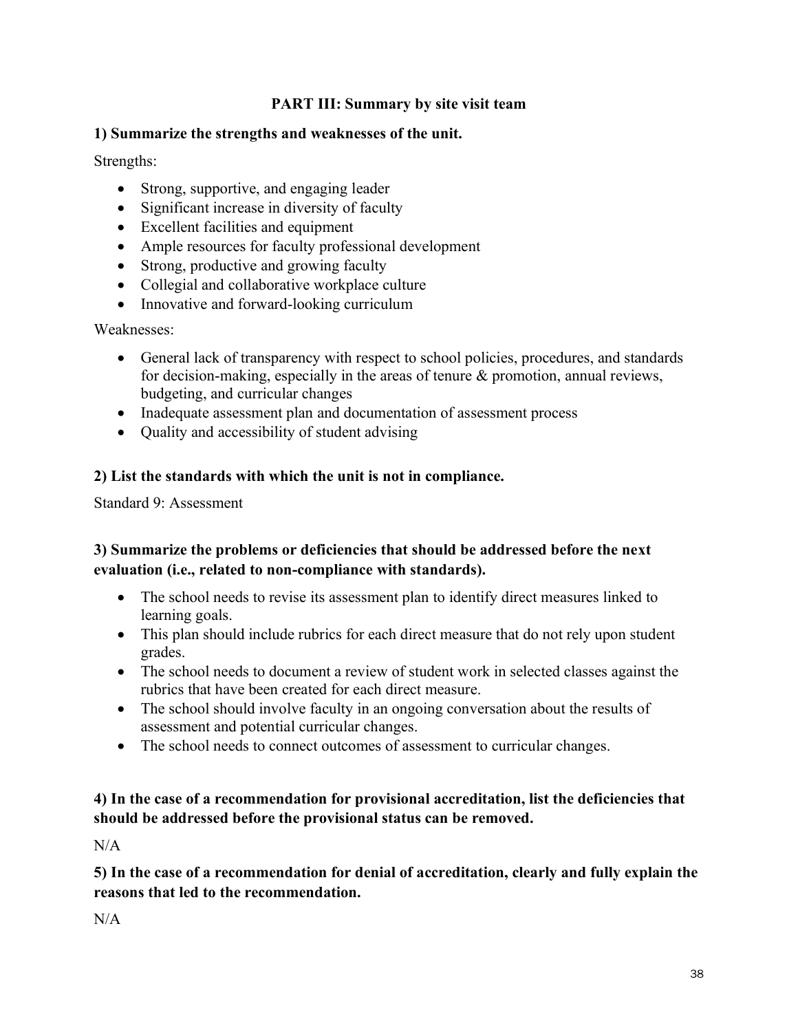## PART III: Summary by site visit team

### 1) Summarize the strengths and weaknesses of the unit.

Strengths:

- Strong, supportive, and engaging leader
- Significant increase in diversity of faculty
- Excellent facilities and equipment
- Ample resources for faculty professional development
- Strong, productive and growing faculty
- Collegial and collaborative workplace culture
- Innovative and forward-looking curriculum

Weaknesses:

- General lack of transparency with respect to school policies, procedures, and standards for decision-making, especially in the areas of tenure & promotion, annual reviews, budgeting, and curricular changes
- Inadequate assessment plan and documentation of assessment process
- Quality and accessibility of student advising

### 2) List the standards with which the unit is not in compliance.

Standard 9: Assessment

### 3) Summarize the problems or deficiencies that should be addressed before the next evaluation (i.e., related to non-compliance with standards).

- The school needs to revise its assessment plan to identify direct measures linked to learning goals.
- This plan should include rubrics for each direct measure that do not rely upon student grades.
- The school needs to document a review of student work in selected classes against the rubrics that have been created for each direct measure.
- The school should involve faculty in an ongoing conversation about the results of assessment and potential curricular changes.
- The school needs to connect outcomes of assessment to curricular changes.

### 4) In the case of a recommendation for provisional accreditation, list the deficiencies that should be addressed before the provisional status can be removed.

N/A

### 5) In the case of a recommendation for denial of accreditation, clearly and fully explain the reasons that led to the recommendation.

N/A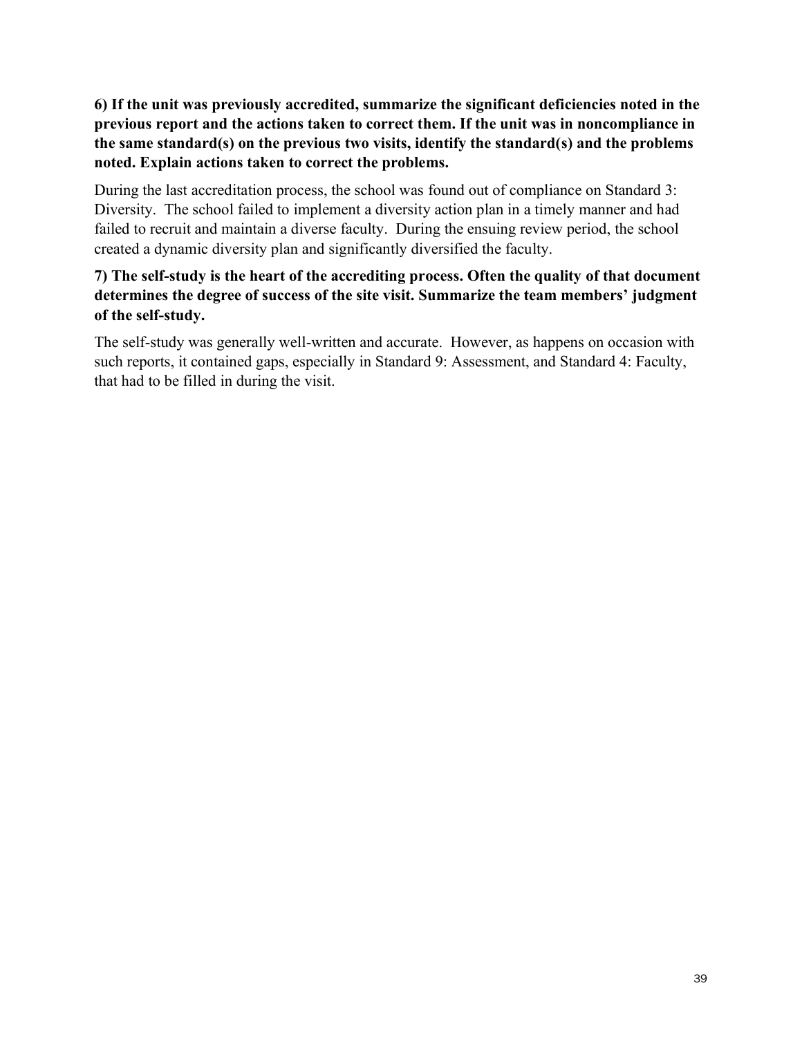**6) If the unit was previously accredited, summarize the significant deficiencies noted in the previous report and the actions taken to correct them. If the unit was in noncompliance in the same standard(s) on the previous two visits, identify the standard(s) and the problems noted. Explain actions taken to correct the problems.**

During the last accreditation process, the school was found out of compliance on Standard 3: Diversity. The school failed to implement a diversity action plan in a timely manner and had failed to recruit and maintain a diverse faculty. During the ensuing review period, the school created a dynamic diversity plan and significantly diversified the faculty.

**7) The self-study is the heart of the accrediting process. Often the quality of that document determines the degree of success of the site visit. Summarize the team members' judgment of the self-study.**

The self-study was generally well-written and accurate. However, as happens on occasion with such reports, it contained gaps, especially in Standard 9: Assessment, and Standard 4: Faculty, that had to be filled in during the visit.